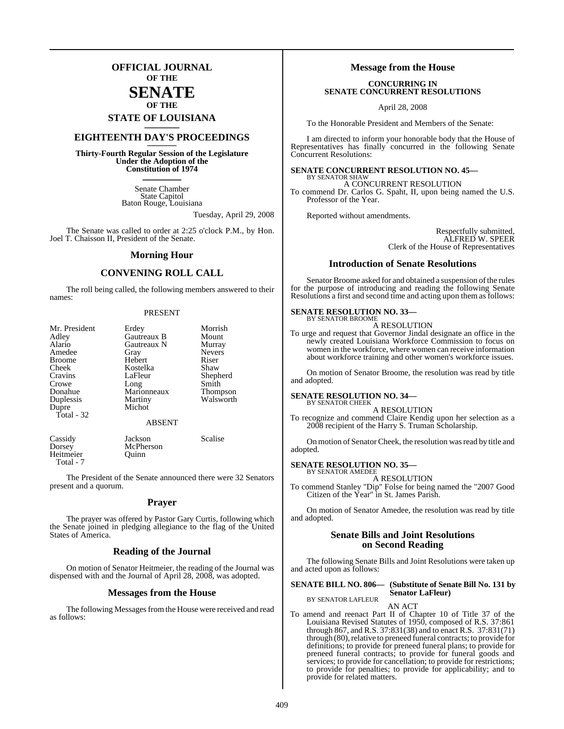# OFFICIAL JOURNAL
OF THE
# SENATE
OF THE
## STATE OF LOUISIANA

## EIGHTEENTH DAY'S PROCEEDINGS

**Thirty-Fourth Regular Session of the Legislature Under the Adoption of the Constitution of 1974**

Senate Chamber
State Capitol
Baton Rouge, Louisiana

Tuesday, April 29, 2008

The Senate was called to order at 2:25 o'clock P.M., by Hon. Joel T. Chaisson II, President of the Senate.

## Morning Hour

## CONVENING ROLL CALL

The roll being called, the following members answered to their names:

PRESENT

| | | |
|---|---|---|
| Mr. President | Erdey | Morrish |
| Adley | Gautreaux B | Mount |
| Alario | Gautreaux N | Murray |
| Amedee | Gray | Nevers |
| Broome | Hebert | Riser |
| Cheek | Kostelka | Shaw |
| Cravins | LaFleur | Shepherd |
| Crowe | Long | Smith |
| Donahue | Marionneaux | Thompson |
| Duplessis | Martiny | Walsworth |
| Dupre | Michot | |
| Total - 32 | | |

ABSENT

| | | |
|---|---|---|
| Cassidy | Jackson | Scalise |
| Dorsey | McPherson | |
| Heitmeier | Quinn | |
| Total - 7 | | |

The President of the Senate announced there were 32 Senators present and a quorum.

## Prayer

The prayer was offered by Pastor Gary Curtis, following which the Senate joined in pledging allegiance to the flag of the United States of America.

## Reading of the Journal

On motion of Senator Heitmeier, the reading of the Journal was dispensed with and the Journal of April 28, 2008, was adopted.

## Messages from the House

The following Messages from the House were received and read as follows:

## Message from the House

**CONCURRING IN SENATE CONCURRENT RESOLUTIONS**

April 28, 2008

To the Honorable President and Members of the Senate:

I am directed to inform your honorable body that the House of Representatives has finally concurred in the following Senate Concurrent Resolutions:

**SENATE CONCURRENT RESOLUTION NO. 45—**
BY SENATOR SHAW

A CONCURRENT RESOLUTION

To commend Dr. Carlos G. Spaht, II, upon being named the U.S. Professor of the Year.

Reported without amendments.

Respectfully submitted,
ALFRED W. SPEER
Clerk of the House of Representatives

## Introduction of Senate Resolutions

Senator Broome asked for and obtained a suspension of the rules for the purpose of introducing and reading the following Senate Resolutions a first and second time and acting upon them as follows:

**SENATE RESOLUTION NO. 33—**
BY SENATOR BROOME

A RESOLUTION

To urge and request that Governor Jindal designate an office in the newly created Louisiana Workforce Commission to focus on women in the workforce, where women can receive information about workforce training and other women's workforce issues.

On motion of Senator Broome, the resolution was read by title and adopted.

**SENATE RESOLUTION NO. 34—**
BY SENATOR CHEEK

A RESOLUTION

To recognize and commend Claire Kendig upon her selection as a 2008 recipient of the Harry S. Truman Scholarship.

On motion of Senator Cheek, the resolution was read by title and adopted.

**SENATE RESOLUTION NO. 35—**
BY SENATOR AMEDEE

A RESOLUTION

To commend Stanley "Dip" Folse for being named the "2007 Good Citizen of the Year" in St. James Parish.

On motion of Senator Amedee, the resolution was read by title and adopted.

## Senate Bills and Joint Resolutions on Second Reading

The following Senate Bills and Joint Resolutions were taken up and acted upon as follows:

**SENATE BILL NO. 806— (Substitute of Senate Bill No. 131 by Senator LaFleur)**
BY SENATOR LAFLEUR

AN ACT

To amend and reenact Part II of Chapter 10 of Title 37 of the Louisiana Revised Statutes of 1950, composed of R.S. 37:861 through 867, and R.S. 37:831(38) and to enact R.S. 37:831(71) through (80), relative to preneed funeral contracts; to provide for definitions; to provide for preneed funeral plans; to provide for preneed funeral contracts; to provide for funeral goods and services; to provide for cancellation; to provide for restrictions; to provide for penalties; to provide for applicability; and to provide for related matters.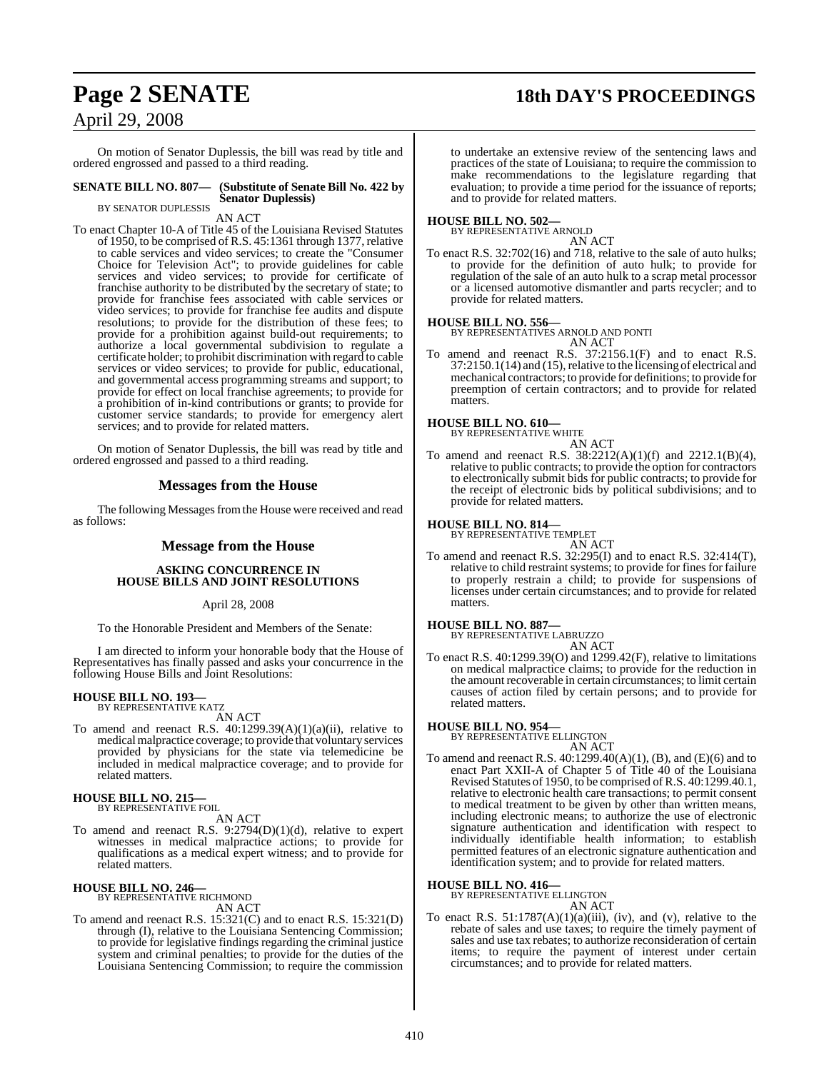On motion of Senator Duplessis, the bill was read by title and ordered engrossed and passed to a third reading.

**SENATE BILL NO. 807— (Substitute of Senate Bill No. 422 by Senator Duplessis)**
BY SENATOR DUPLESSIS

AN ACT

To enact Chapter 10-A of Title 45 of the Louisiana Revised Statutes of 1950, to be comprised of R.S. 45:1361 through 1377, relative to cable services and video services; to create the "Consumer Choice for Television Act"; to provide guidelines for cable services and video services; to provide for certificate of franchise authority to be distributed by the secretary of state; to provide for franchise fees associated with cable services or video services; to provide for franchise fee audits and dispute resolutions; to provide for the distribution of these fees; to provide for a prohibition against build-out requirements; to authorize a local governmental subdivision to regulate a certificate holder; to prohibit discrimination with regard to cable services or video services; to provide for public, educational, and governmental access programming streams and support; to provide for effect on local franchise agreements; to provide for a prohibition of in-kind contributions or grants; to provide for customer service standards; to provide for emergency alert services; and to provide for related matters.

On motion of Senator Duplessis, the bill was read by title and ordered engrossed and passed to a third reading.

## Messages from the House

The following Messages from the House were received and read as follows:

## Message from the House

**ASKING CONCURRENCE IN HOUSE BILLS AND JOINT RESOLUTIONS**

April 28, 2008

To the Honorable President and Members of the Senate:

I am directed to inform your honorable body that the House of Representatives has finally passed and asks your concurrence in the following House Bills and Joint Resolutions:

**HOUSE BILL NO. 193—**
BY REPRESENTATIVE KATZ

AN ACT

To amend and reenact R.S. 40:1299.39(A)(1)(a)(ii), relative to medical malpractice coverage; to provide that voluntary services provided by physicians for the state via telemedicine be included in medical malpractice coverage; and to provide for related matters.

**HOUSE BILL NO. 215—**
BY REPRESENTATIVE FOIL

AN ACT

To amend and reenact R.S. 9:2794(D)(1)(d), relative to expert witnesses in medical malpractice actions; to provide for qualifications as a medical expert witness; and to provide for related matters.

**HOUSE BILL NO. 246—**
BY REPRESENTATIVE RICHMOND

AN ACT

To amend and reenact R.S. 15:321(C) and to enact R.S. 15:321(D) through (I), relative to the Louisiana Sentencing Commission; to provide for legislative findings regarding the criminal justice system and criminal penalties; to provide for the duties of the Louisiana Sentencing Commission; to require the commission to undertake an extensive review of the sentencing laws and practices of the state of Louisiana; to require the commission to make recommendations to the legislature regarding that evaluation; to provide a time period for the issuance of reports; and to provide for related matters.

**HOUSE BILL NO. 502—**
BY REPRESENTATIVE ARNOLD

AN ACT

To enact R.S. 32:702(16) and 718, relative to the sale of auto hulks; to provide for the definition of auto hulk; to provide for regulation of the sale of an auto hulk to a scrap metal processor or a licensed automotive dismantler and parts recycler; and to provide for related matters.

**HOUSE BILL NO. 556—**
BY REPRESENTATIVES ARNOLD AND PONTI

AN ACT

To amend and reenact R.S. 37:2156.1(F) and to enact R.S. 37:2150.1(14) and (15), relative to the licensing of electrical and mechanical contractors; to provide for definitions; to provide for preemption of certain contractors; and to provide for related matters.

**HOUSE BILL NO. 610—**
BY REPRESENTATIVE WHITE

AN ACT

To amend and reenact R.S. 38:2212(A)(1)(f) and 2212.1(B)(4), relative to public contracts; to provide the option for contractors to electronically submit bids for public contracts; to provide for the receipt of electronic bids by political subdivisions; and to provide for related matters.

**HOUSE BILL NO. 814—**
BY REPRESENTATIVE TEMPLET

AN ACT

To amend and reenact R.S. 32:295(I) and to enact R.S. 32:414(T), relative to child restraint systems; to provide for fines for failure to properly restrain a child; to provide for suspensions of licenses under certain circumstances; and to provide for related matters.

**HOUSE BILL NO. 887—**
BY REPRESENTATIVE LABRUZZO

AN ACT

To enact R.S. 40:1299.39(O) and 1299.42(F), relative to limitations on medical malpractice claims; to provide for the reduction in the amount recoverable in certain circumstances; to limit certain causes of action filed by certain persons; and to provide for related matters.

**HOUSE BILL NO. 954—**
BY REPRESENTATIVE ELLINGTON

AN ACT

To amend and reenact R.S. 40:1299.40(A)(1), (B), and (E)(6) and to enact Part XXII-A of Chapter 5 of Title 40 of the Louisiana Revised Statutes of 1950, to be comprised of R.S. 40:1299.40.1, relative to electronic health care transactions; to permit consent to medical treatment to be given by other than written means, including electronic means; to authorize the use of electronic signature authentication and identification with respect to individually identifiable health information; to establish permitted features of an electronic signature authentication and identification system; and to provide for related matters.

**HOUSE BILL NO. 416—**
BY REPRESENTATIVE ELLINGTON

AN ACT

To enact R.S. 51:1787(A)(1)(a)(iii), (iv), and (v), relative to the rebate of sales and use taxes; to require the timely payment of sales and use tax rebates; to authorize reconsideration of certain items; to require the payment of interest under certain circumstances; and to provide for related matters.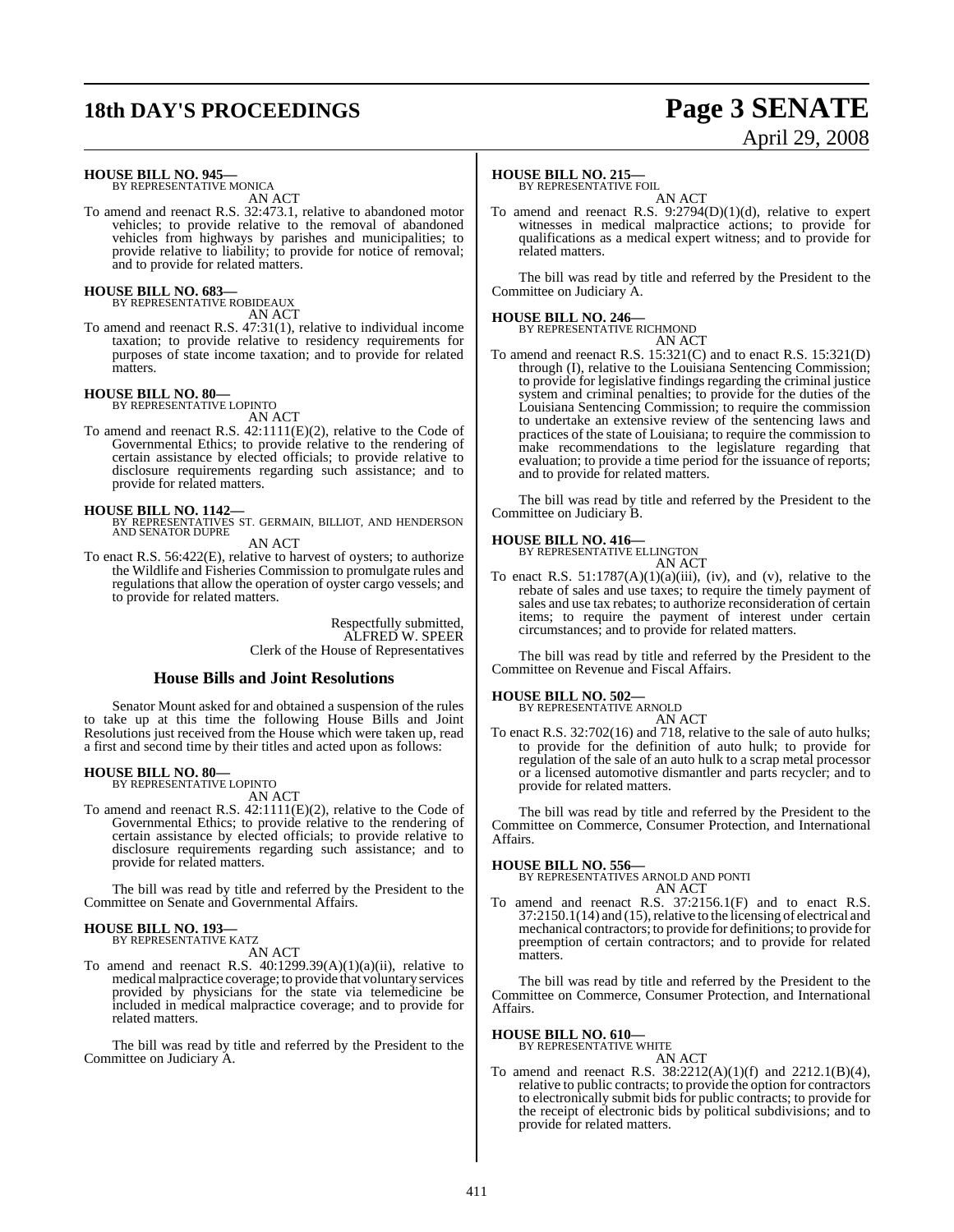**HOUSE BILL NO. 945—**
BY REPRESENTATIVE MONICA
AN ACT

To amend and reenact R.S. 32:473.1, relative to abandoned motor vehicles; to provide relative to the removal of abandoned vehicles from highways by parishes and municipalities; to provide relative to liability; to provide for notice of removal; and to provide for related matters.

**HOUSE BILL NO. 683—**
BY REPRESENTATIVE ROBIDEAUX
AN ACT

To amend and reenact R.S. 47:31(1), relative to individual income taxation; to provide relative to residency requirements for purposes of state income taxation; and to provide for related matters.

**HOUSE BILL NO. 80—**
BY REPRESENTATIVE LOPINTO
AN ACT

To amend and reenact R.S. 42:1111(E)(2), relative to the Code of Governmental Ethics; to provide relative to the rendering of certain assistance by elected officials; to provide relative to disclosure requirements regarding such assistance; and to provide for related matters.

**HOUSE BILL NO. 1142—**
BY REPRESENTATIVES ST. GERMAIN, BILLIOT, AND HENDERSON AND SENATOR DUPRE
AN ACT

To enact R.S. 56:422(E), relative to harvest of oysters; to authorize the Wildlife and Fisheries Commission to promulgate rules and regulations that allow the operation of oyster cargo vessels; and to provide for related matters.

Respectfully submitted,
ALFRED W. SPEER
Clerk of the House of Representatives

## House Bills and Joint Resolutions

Senator Mount asked for and obtained a suspension of the rules to take up at this time the following House Bills and Joint Resolutions just received from the House which were taken up, read a first and second time by their titles and acted upon as follows:

**HOUSE BILL NO. 80—**
BY REPRESENTATIVE LOPINTO
AN ACT

To amend and reenact R.S. 42:1111(E)(2), relative to the Code of Governmental Ethics; to provide relative to the rendering of certain assistance by elected officials; to provide relative to disclosure requirements regarding such assistance; and to provide for related matters.

The bill was read by title and referred by the President to the Committee on Senate and Governmental Affairs.

**HOUSE BILL NO. 193—**
BY REPRESENTATIVE KATZ
AN ACT

To amend and reenact R.S. 40:1299.39(A)(1)(a)(ii), relative to medical malpractice coverage; to provide that voluntary services provided by physicians for the state via telemedicine be included in medical malpractice coverage; and to provide for related matters.

The bill was read by title and referred by the President to the Committee on Judiciary A.

**HOUSE BILL NO. 215—**
BY REPRESENTATIVE FOIL
AN ACT

To amend and reenact R.S. 9:2794(D)(1)(d), relative to expert witnesses in medical malpractice actions; to provide for qualifications as a medical expert witness; and to provide for related matters.

The bill was read by title and referred by the President to the Committee on Judiciary A.

**HOUSE BILL NO. 246—**
BY REPRESENTATIVE RICHMOND
AN ACT

To amend and reenact R.S. 15:321(C) and to enact R.S. 15:321(D) through (I), relative to the Louisiana Sentencing Commission; to provide for legislative findings regarding the criminal justice system and criminal penalties; to provide for the duties of the Louisiana Sentencing Commission; to require the commission to undertake an extensive review of the sentencing laws and practices of the state of Louisiana; to require the commission to make recommendations to the legislature regarding that evaluation; to provide a time period for the issuance of reports; and to provide for related matters.

The bill was read by title and referred by the President to the Committee on Judiciary B.

**HOUSE BILL NO. 416—**
BY REPRESENTATIVE ELLINGTON
AN ACT

To enact R.S. 51:1787(A)(1)(a)(iii), (iv), and (v), relative to the rebate of sales and use taxes; to require the timely payment of sales and use tax rebates; to authorize reconsideration of certain items; to require the payment of interest under certain circumstances; and to provide for related matters.

The bill was read by title and referred by the President to the Committee on Revenue and Fiscal Affairs.

**HOUSE BILL NO. 502—**
BY REPRESENTATIVE ARNOLD
AN ACT

To enact R.S. 32:702(16) and 718, relative to the sale of auto hulks; to provide for the definition of auto hulk; to provide for regulation of the sale of an auto hulk to a scrap metal processor or a licensed automotive dismantler and parts recycler; and to provide for related matters.

The bill was read by title and referred by the President to the Committee on Commerce, Consumer Protection, and International Affairs.

**HOUSE BILL NO. 556—**
BY REPRESENTATIVES ARNOLD AND PONTI
AN ACT

To amend and reenact R.S. 37:2156.1(F) and to enact R.S. 37:2150.1(14) and (15), relative to the licensing of electrical and mechanical contractors; to provide for definitions; to provide for preemption of certain contractors; and to provide for related matters.

The bill was read by title and referred by the President to the Committee on Commerce, Consumer Protection, and International Affairs.

**HOUSE BILL NO. 610—**
BY REPRESENTATIVE WHITE
AN ACT

To amend and reenact R.S. 38:2212(A)(1)(f) and 2212.1(B)(4), relative to public contracts; to provide the option for contractors to electronically submit bids for public contracts; to provide for the receipt of electronic bids by political subdivisions; and to provide for related matters.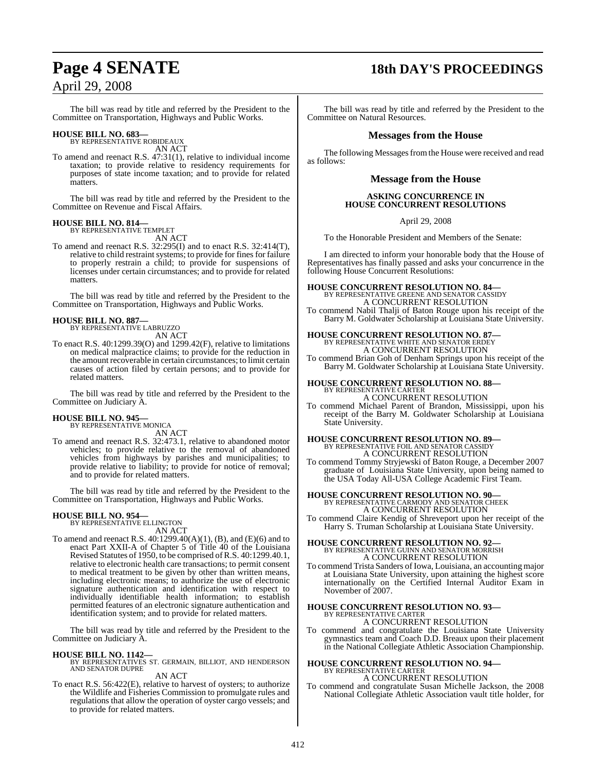The bill was read by title and referred by the President to the Committee on Transportation, Highways and Public Works.

**HOUSE BILL NO. 683—**
BY REPRESENTATIVE ROBIDEAUX
AN ACT

To amend and reenact R.S. 47:31(1), relative to individual income taxation; to provide relative to residency requirements for purposes of state income taxation; and to provide for related matters.

The bill was read by title and referred by the President to the Committee on Revenue and Fiscal Affairs.

**HOUSE BILL NO. 814—**
BY REPRESENTATIVE TEMPLET
AN ACT

To amend and reenact R.S. 32:295(I) and to enact R.S. 32:414(T), relative to child restraint systems; to provide for fines for failure to properly restrain a child; to provide for suspensions of licenses under certain circumstances; and to provide for related matters.

The bill was read by title and referred by the President to the Committee on Transportation, Highways and Public Works.

**HOUSE BILL NO. 887—**
BY REPRESENTATIVE LABRUZZO
AN ACT

To enact R.S. 40:1299.39(O) and 1299.42(F), relative to limitations on medical malpractice claims; to provide for the reduction in the amount recoverable in certain circumstances; to limit certain causes of action filed by certain persons; and to provide for related matters.

The bill was read by title and referred by the President to the Committee on Judiciary A.

**HOUSE BILL NO. 945—**
BY REPRESENTATIVE MONICA
AN ACT

To amend and reenact R.S. 32:473.1, relative to abandoned motor vehicles; to provide relative to the removal of abandoned vehicles from highways by parishes and municipalities; to provide relative to liability; to provide for notice of removal; and to provide for related matters.

The bill was read by title and referred by the President to the Committee on Transportation, Highways and Public Works.

**HOUSE BILL NO. 954—**
BY REPRESENTATIVE ELLINGTON
AN ACT

To amend and reenact R.S. 40:1299.40(A)(1), (B), and (E)(6) and to enact Part XXII-A of Chapter 5 of Title 40 of the Louisiana Revised Statutes of 1950, to be comprised of R.S. 40:1299.40.1, relative to electronic health care transactions; to permit consent to medical treatment to be given by other than written means, including electronic means; to authorize the use of electronic signature authentication and identification with respect to individually identifiable health information; to establish permitted features of an electronic signature authentication and identification system; and to provide for related matters.

The bill was read by title and referred by the President to the Committee on Judiciary A.

**HOUSE BILL NO. 1142—**
BY REPRESENTATIVES ST. GERMAIN, BILLIOT, AND HENDERSON AND SENATOR DUPRE
AN ACT

To enact R.S. 56:422(E), relative to harvest of oysters; to authorize the Wildlife and Fisheries Commission to promulgate rules and regulations that allow the operation of oyster cargo vessels; and to provide for related matters.

The bill was read by title and referred by the President to the Committee on Natural Resources.

## Messages from the House

The following Messages from the House were received and read as follows:

## Message from the House

**ASKING CONCURRENCE IN HOUSE CONCURRENT RESOLUTIONS**

April 29, 2008

To the Honorable President and Members of the Senate:

I am directed to inform your honorable body that the House of Representatives has finally passed and asks your concurrence in the following House Concurrent Resolutions:

**HOUSE CONCURRENT RESOLUTION NO. 84—**
BY REPRESENTATIVE GREENE AND SENATOR CASSIDY
A CONCURRENT RESOLUTION

To commend Nabil Thalji of Baton Rouge upon his receipt of the Barry M. Goldwater Scholarship at Louisiana State University.

**HOUSE CONCURRENT RESOLUTION NO. 87—**
BY REPRESENTATIVE WHITE AND SENATOR ERDEY
A CONCURRENT RESOLUTION

To commend Brian Goh of Denham Springs upon his receipt of the Barry M. Goldwater Scholarship at Louisiana State University.

**HOUSE CONCURRENT RESOLUTION NO. 88—**
BY REPRESENTATIVE CARTER
A CONCURRENT RESOLUTION

To commend Michael Parent of Brandon, Mississippi, upon his receipt of the Barry M. Goldwater Scholarship at Louisiana State University.

**HOUSE CONCURRENT RESOLUTION NO. 89—**
BY REPRESENTATIVE FOIL AND SENATOR CASSIDY
A CONCURRENT RESOLUTION

To commend Tommy Stryjewski of Baton Rouge, a December 2007 graduate of Louisiana State University, upon being named to the USA Today All-USA College Academic First Team.

**HOUSE CONCURRENT RESOLUTION NO. 90—**
BY REPRESENTATIVE CARMODY AND SENATOR CHEEK
A CONCURRENT RESOLUTION

To commend Claire Kendig of Shreveport upon her receipt of the Harry S. Truman Scholarship at Louisiana State University.

**HOUSE CONCURRENT RESOLUTION NO. 92—**
BY REPRESENTATIVE GUINN AND SENATOR MORRISH
A CONCURRENT RESOLUTION

To commend Trista Sanders of Iowa, Louisiana, an accounting major at Louisiana State University, upon attaining the highest score internationally on the Certified Internal Auditor Exam in November of 2007.

**HOUSE CONCURRENT RESOLUTION NO. 93—**
BY REPRESENTATIVE CARTER
A CONCURRENT RESOLUTION

To commend and congratulate the Louisiana State University gymnastics team and Coach D.D. Breaux upon their placement in the National Collegiate Athletic Association Championship.

**HOUSE CONCURRENT RESOLUTION NO. 94—**
BY REPRESENTATIVE CARTER
A CONCURRENT RESOLUTION

To commend and congratulate Susan Michelle Jackson, the 2008 National Collegiate Athletic Association vault title holder, for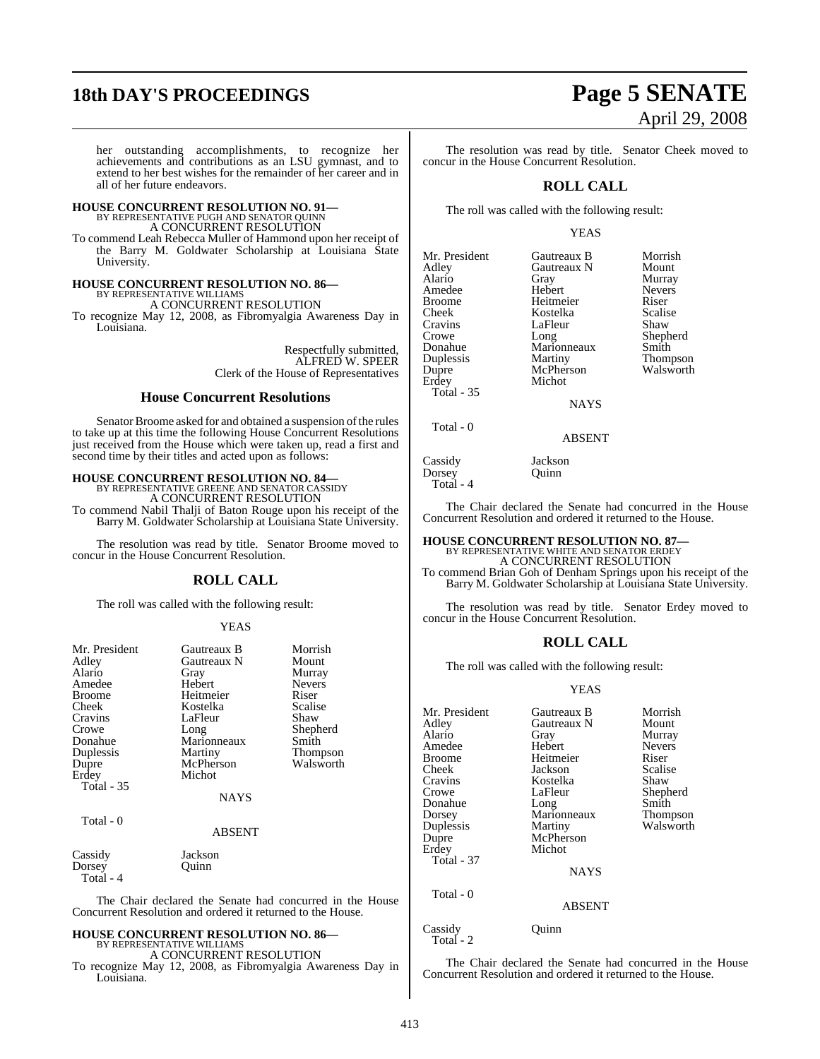her outstanding accomplishments, to recognize her achievements and contributions as an LSU gymnast, and to extend to her best wishes for the remainder of her career and in all of her future endeavors.

**HOUSE CONCURRENT RESOLUTION NO. 91—**
BY REPRESENTATIVE PUGH AND SENATOR QUINN
A CONCURRENT RESOLUTION

To commend Leah Rebecca Muller of Hammond upon her receipt of the Barry M. Goldwater Scholarship at Louisiana State University.

**HOUSE CONCURRENT RESOLUTION NO. 86—**
BY REPRESENTATIVE WILLIAMS
A CONCURRENT RESOLUTION

To recognize May 12, 2008, as Fibromyalgia Awareness Day in Louisiana.

Respectfully submitted,
ALFRED W. SPEER
Clerk of the House of Representatives

## House Concurrent Resolutions

Senator Broome asked for and obtained a suspension of the rules to take up at this time the following House Concurrent Resolutions just received from the House which were taken up, read a first and second time by their titles and acted upon as follows:

**HOUSE CONCURRENT RESOLUTION NO. 84—**
BY REPRESENTATIVE GREENE AND SENATOR CASSIDY
A CONCURRENT RESOLUTION

To commend Nabil Thalji of Baton Rouge upon his receipt of the Barry M. Goldwater Scholarship at Louisiana State University.

The resolution was read by title. Senator Broome moved to concur in the House Concurrent Resolution.

## ROLL CALL

The roll was called with the following result:

YEAS

| | | |
|---|---|---|
| Mr. President | Gautreaux B | Morrish |
| Adley | Gautreaux N | Mount |
| Alario | Gray | Murray |
| Amedee | Hebert | Nevers |
| Broome | Heitmeier | Riser |
| Cheek | Kostelka | Scalise |
| Cravins | LaFleur | Shaw |
| Crowe | Long | Shepherd |
| Donahue | Marionneaux | Smith |
| Duplessis | Martiny | Thompson |
| Dupre | McPherson | Walsworth |
| Erdey | Michot | |

Total - 35

NAYS

Total - 0

ABSENT

| | |
|---|---|
| Cassidy | Jackson |
| Dorsey | Quinn |

Total - 4

The Chair declared the Senate had concurred in the House Concurrent Resolution and ordered it returned to the House.

**HOUSE CONCURRENT RESOLUTION NO. 86—**
BY REPRESENTATIVE WILLIAMS
A CONCURRENT RESOLUTION

To recognize May 12, 2008, as Fibromyalgia Awareness Day in Louisiana.

The resolution was read by title. Senator Cheek moved to concur in the House Concurrent Resolution.

## ROLL CALL

The roll was called with the following result:

YEAS

| | | |
|---|---|---|
| Mr. President | Gautreaux B | Morrish |
| Adley | Gautreaux N | Mount |
| Alario | Gray | Murray |
| Amedee | Hebert | Nevers |
| Broome | Heitmeier | Riser |
| Cheek | Kostelka | Scalise |
| Cravins | LaFleur | Shaw |
| Crowe | Long | Shepherd |
| Donahue | Marionneaux | Smith |
| Duplessis | Martiny | Thompson |
| Dupre | McPherson | Walsworth |
| Erdey | Michot | |

Total - 35

NAYS

Total - 0

ABSENT

| | |
|---|---|
| Cassidy | Jackson |
| Dorsey | Quinn |

Total - 4

The Chair declared the Senate had concurred in the House Concurrent Resolution and ordered it returned to the House.

**HOUSE CONCURRENT RESOLUTION NO. 87—**
BY REPRESENTATIVE WHITE AND SENATOR ERDEY
A CONCURRENT RESOLUTION

To commend Brian Goh of Denham Springs upon his receipt of the Barry M. Goldwater Scholarship at Louisiana State University.

The resolution was read by title. Senator Erdey moved to concur in the House Concurrent Resolution.

## ROLL CALL

The roll was called with the following result:

YEAS

| | | |
|---|---|---|
| Mr. President | Gautreaux B | Morrish |
| Adley | Gautreaux N | Mount |
| Alario | Gray | Murray |
| Amedee | Hebert | Nevers |
| Broome | Heitmeier | Riser |
| Cheek | Jackson | Scalise |
| Cravins | Kostelka | Shaw |
| Crowe | LaFleur | Shepherd |
| Donahue | Long | Smith |
| Dorsey | Marionneaux | Thompson |
| Duplessis | Martiny | Walsworth |
| Dupre | McPherson | |
| Erdey | Michot | |

Total - 37

NAYS

Total - 0

ABSENT

| | |
|---|---|
| Cassidy | Quinn |

Total - 2

The Chair declared the Senate had concurred in the House Concurrent Resolution and ordered it returned to the House.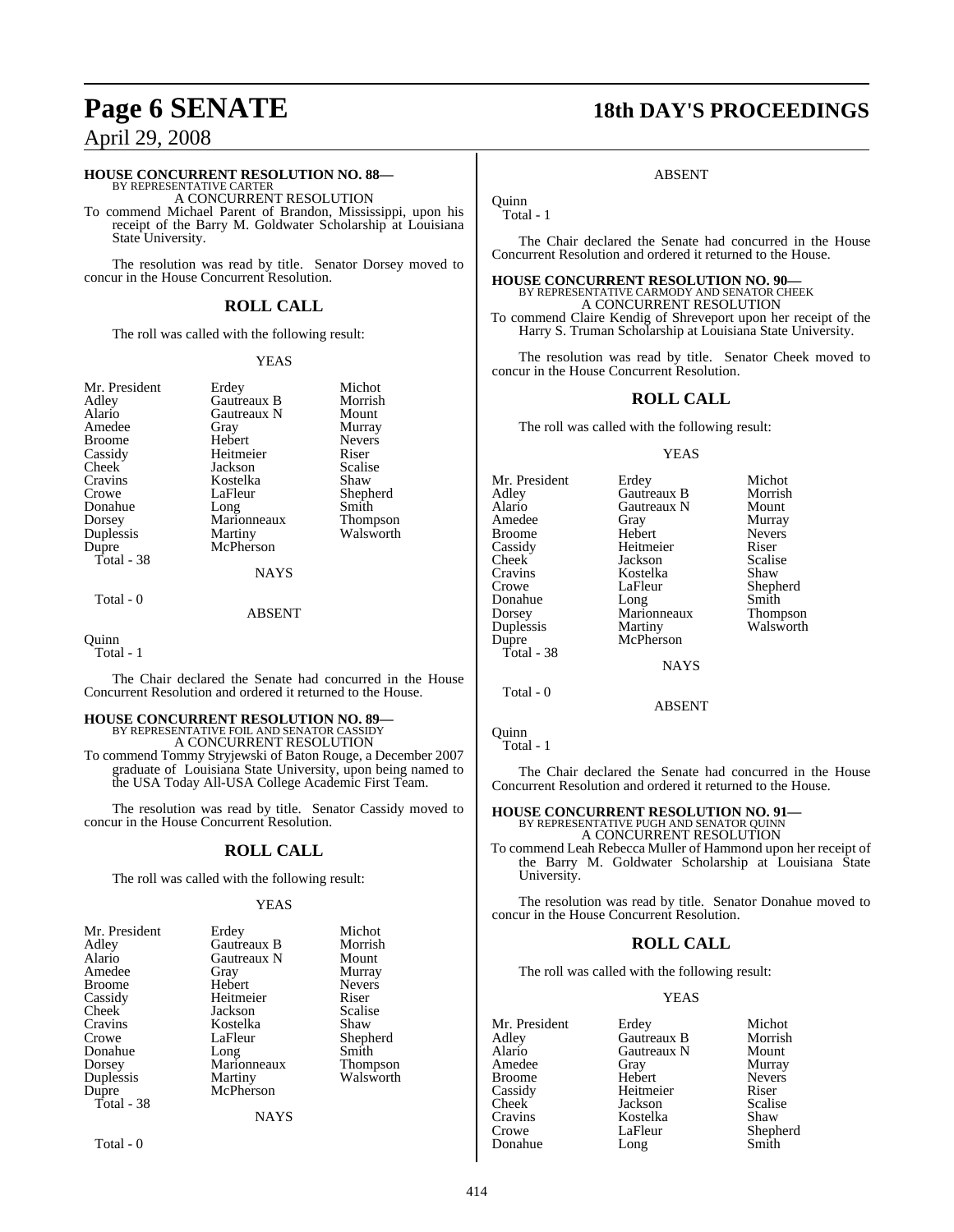**HOUSE CONCURRENT RESOLUTION NO. 88—**
BY REPRESENTATIVE CARTER
A CONCURRENT RESOLUTION

To commend Michael Parent of Brandon, Mississippi, upon his receipt of the Barry M. Goldwater Scholarship at Louisiana State University.

The resolution was read by title. Senator Dorsey moved to concur in the House Concurrent Resolution.

## ROLL CALL

The roll was called with the following result:

YEAS

| | | |
|---|---|---|
| Mr. President | Erdey | Michot |
| Adley | Gautreaux B | Morrish |
| Alario | Gautreaux N | Mount |
| Amedee | Gray | Murray |
| Broome | Hebert | Nevers |
| Cassidy | Heitmeier | Riser |
| Cheek | Jackson | Scalise |
| Cravins | Kostelka | Shaw |
| Crowe | LaFleur | Shepherd |
| Donahue | Long | Smith |
| Dorsey | Marionneaux | Thompson |
| Duplessis | Martiny | Walsworth |
| Dupre | McPherson | |

Total - 38

NAYS

Total - 0

ABSENT

Quinn
Total - 1

The Chair declared the Senate had concurred in the House Concurrent Resolution and ordered it returned to the House.

**HOUSE CONCURRENT RESOLUTION NO. 89—**
BY REPRESENTATIVE FOIL AND SENATOR CASSIDY
A CONCURRENT RESOLUTION

To commend Tommy Stryjewski of Baton Rouge, a December 2007 graduate of Louisiana State University, upon being named to the USA Today All-USA College Academic First Team.

The resolution was read by title. Senator Cassidy moved to concur in the House Concurrent Resolution.

## ROLL CALL

The roll was called with the following result:

YEAS

| | | |
|---|---|---|
| Mr. President | Erdey | Michot |
| Adley | Gautreaux B | Morrish |
| Alario | Gautreaux N | Mount |
| Amedee | Gray | Murray |
| Broome | Hebert | Nevers |
| Cassidy | Heitmeier | Riser |
| Cheek | Jackson | Scalise |
| Cravins | Kostelka | Shaw |
| Crowe | LaFleur | Shepherd |
| Donahue | Long | Smith |
| Dorsey | Marionneaux | Thompson |
| Duplessis | Martiny | Walsworth |
| Dupre | McPherson | |

Total - 38

NAYS

Total - 0

ABSENT

Quinn
Total - 1

The Chair declared the Senate had concurred in the House Concurrent Resolution and ordered it returned to the House.

**HOUSE CONCURRENT RESOLUTION NO. 90—**
BY REPRESENTATIVE CARMODY AND SENATOR CHEEK
A CONCURRENT RESOLUTION

To commend Claire Kendig of Shreveport upon her receipt of the Harry S. Truman Scholarship at Louisiana State University.

The resolution was read by title. Senator Cheek moved to concur in the House Concurrent Resolution.

## ROLL CALL

The roll was called with the following result:

YEAS

| | | |
|---|---|---|
| Mr. President | Erdey | Michot |
| Adley | Gautreaux B | Morrish |
| Alario | Gautreaux N | Mount |
| Amedee | Gray | Murray |
| Broome | Hebert | Nevers |
| Cassidy | Heitmeier | Riser |
| Cheek | Jackson | Scalise |
| Cravins | Kostelka | Shaw |
| Crowe | LaFleur | Shepherd |
| Donahue | Long | Smith |
| Dorsey | Marionneaux | Thompson |
| Duplessis | Martiny | Walsworth |
| Dupre | McPherson | |

Total - 38

NAYS

Total - 0

ABSENT

Quinn
Total - 1

The Chair declared the Senate had concurred in the House Concurrent Resolution and ordered it returned to the House.

**HOUSE CONCURRENT RESOLUTION NO. 91—**
BY REPRESENTATIVE PUGH AND SENATOR QUINN
A CONCURRENT RESOLUTION

To commend Leah Rebecca Muller of Hammond upon her receipt of the Barry M. Goldwater Scholarship at Louisiana State University.

The resolution was read by title. Senator Donahue moved to concur in the House Concurrent Resolution.

## ROLL CALL

The roll was called with the following result:

YEAS

| | | |
|---|---|---|
| Mr. President | Erdey | Michot |
| Adley | Gautreaux B | Morrish |
| Alario | Gautreaux N | Mount |
| Amedee | Gray | Murray |
| Broome | Hebert | Nevers |
| Cassidy | Heitmeier | Riser |
| Cheek | Jackson | Scalise |
| Cravins | Kostelka | Shaw |
| Crowe | LaFleur | Shepherd |
| Donahue | Long | Smith |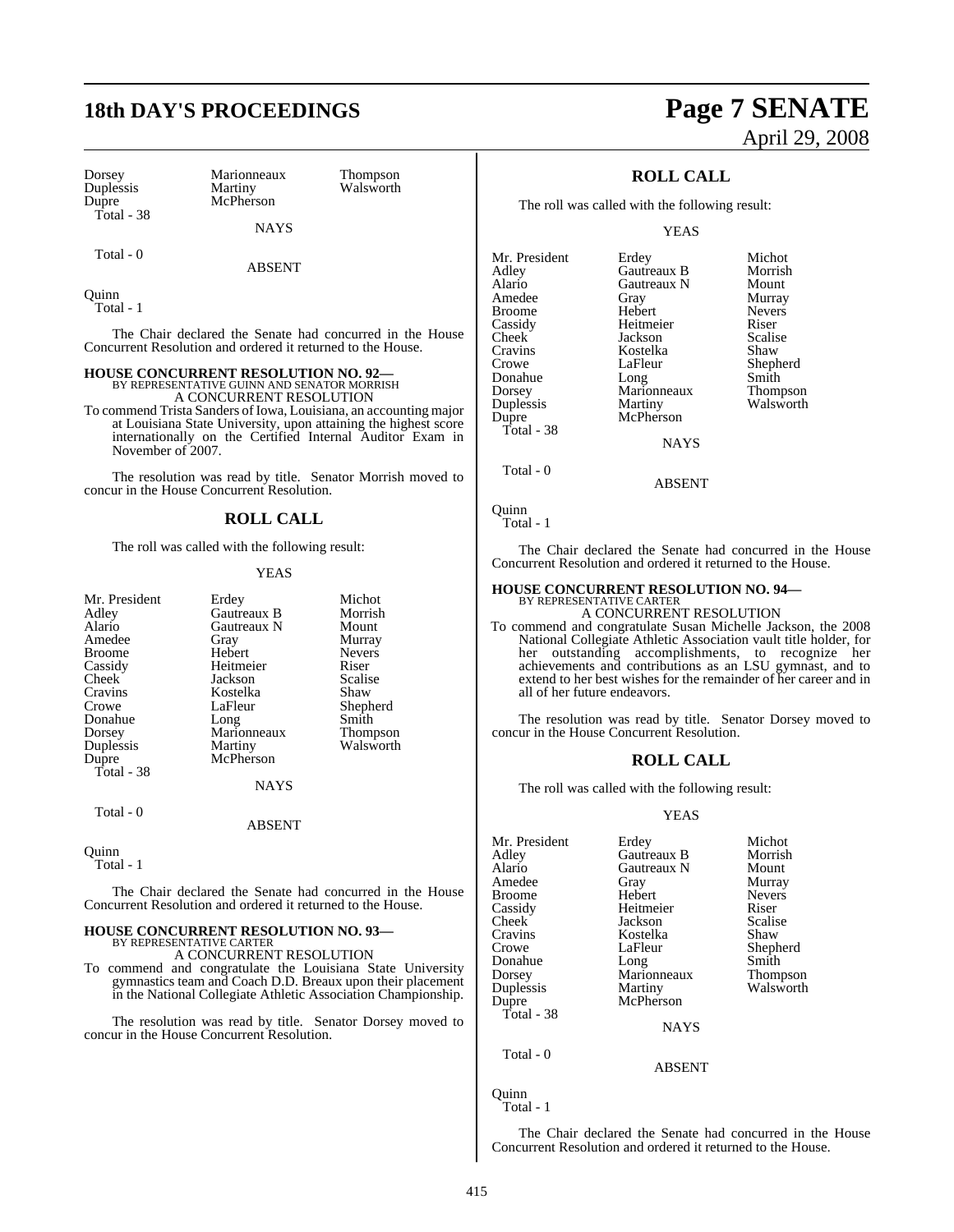| | | |
|---|---|---|
| Dorsey | Marionneaux | Thompson |
| Duplessis | Martiny | Walsworth |
| Dupre | McPherson | |
| Total - 38 | | |

NAYS

Total - 0

ABSENT

Quinn
Total - 1

The Chair declared the Senate had concurred in the House Concurrent Resolution and ordered it returned to the House.

**HOUSE CONCURRENT RESOLUTION NO. 92—**
BY REPRESENTATIVE GUINN AND SENATOR MORRISH
A CONCURRENT RESOLUTION

To commend Trista Sanders of Iowa, Louisiana, an accounting major at Louisiana State University, upon attaining the highest score internationally on the Certified Internal Auditor Exam in November of 2007.

The resolution was read by title. Senator Morrish moved to concur in the House Concurrent Resolution.

## ROLL CALL

The roll was called with the following result:

YEAS

| | | |
|---|---|---|
| Mr. President | Erdey | Michot |
| Adley | Gautreaux B | Morrish |
| Alario | Gautreaux N | Mount |
| Amedee | Gray | Murray |
| Broome | Hebert | Nevers |
| Cassidy | Heitmeier | Riser |
| Cheek | Jackson | Scalise |
| Cravins | Kostelka | Shaw |
| Crowe | LaFleur | Shepherd |
| Donahue | Long | Smith |
| Dorsey | Marionneaux | Thompson |
| Duplessis | Martiny | Walsworth |
| Dupre | McPherson | |
| Total - 38 | | |

NAYS

Total - 0

ABSENT

Quinn
Total - 1

The Chair declared the Senate had concurred in the House Concurrent Resolution and ordered it returned to the House.

**HOUSE CONCURRENT RESOLUTION NO. 93—**
BY REPRESENTATIVE CARTER
A CONCURRENT RESOLUTION

To commend and congratulate the Louisiana State University gymnastics team and Coach D.D. Breaux upon their placement in the National Collegiate Athletic Association Championship.

The resolution was read by title. Senator Dorsey moved to concur in the House Concurrent Resolution.

## ROLL CALL

The roll was called with the following result:

YEAS

| | | |
|---|---|---|
| Mr. President | Erdey | Michot |
| Adley | Gautreaux B | Morrish |
| Alario | Gautreaux N | Mount |
| Amedee | Gray | Murray |
| Broome | Hebert | Nevers |
| Cassidy | Heitmeier | Riser |
| Cheek | Jackson | Scalise |
| Cravins | Kostelka | Shaw |
| Crowe | LaFleur | Shepherd |
| Donahue | Long | Smith |
| Dorsey | Marionneaux | Thompson |
| Duplessis | Martiny | Walsworth |
| Dupre | McPherson | |
| Total - 38 | | |

NAYS

Total - 0

ABSENT

Quinn
Total - 1

The Chair declared the Senate had concurred in the House Concurrent Resolution and ordered it returned to the House.

**HOUSE CONCURRENT RESOLUTION NO. 94—**
BY REPRESENTATIVE CARTER
A CONCURRENT RESOLUTION

To commend and congratulate Susan Michelle Jackson, the 2008 National Collegiate Athletic Association vault title holder, for her outstanding accomplishments, to recognize her achievements and contributions as an LSU gymnast, and to extend to her best wishes for the remainder of her career and in all of her future endeavors.

The resolution was read by title. Senator Dorsey moved to concur in the House Concurrent Resolution.

## ROLL CALL

The roll was called with the following result:

YEAS

| | | |
|---|---|---|
| Mr. President | Erdey | Michot |
| Adley | Gautreaux B | Morrish |
| Alario | Gautreaux N | Mount |
| Amedee | Gray | Murray |
| Broome | Hebert | Nevers |
| Cassidy | Heitmeier | Riser |
| Cheek | Jackson | Scalise |
| Cravins | Kostelka | Shaw |
| Crowe | LaFleur | Shepherd |
| Donahue | Long | Smith |
| Dorsey | Marionneaux | Thompson |
| Duplessis | Martiny | Walsworth |
| Dupre | McPherson | |
| Total - 38 | | |

NAYS

Total - 0

ABSENT

Quinn
Total - 1

The Chair declared the Senate had concurred in the House Concurrent Resolution and ordered it returned to the House.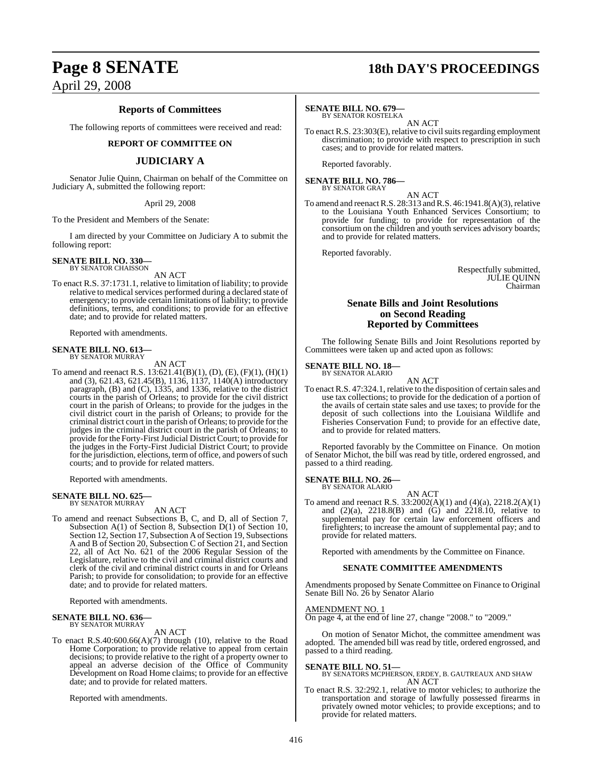## Reports of Committees

The following reports of committees were received and read:

### REPORT OF COMMITTEE ON

## JUDICIARY A

Senator Julie Quinn, Chairman on behalf of the Committee on Judiciary A, submitted the following report:

April 29, 2008

To the President and Members of the Senate:

I am directed by your Committee on Judiciary A to submit the following report:

**SENATE BILL NO. 330—**
BY SENATOR CHAISSON

AN ACT

To enact R.S. 37:1731.1, relative to limitation of liability; to provide relative to medical services performed during a declared state of emergency; to provide certain limitations of liability; to provide definitions, terms, and conditions; to provide for an effective date; and to provide for related matters.

Reported with amendments.

**SENATE BILL NO. 613—**
BY SENATOR MURRAY

AN ACT

To amend and reenact R.S. 13:621.41(B)(1), (D), (E), (F)(1), (H)(1) and (3), 621.43, 621.45(B), 1136, 1137, 1140(A) introductory paragraph, (B) and (C), 1335, and 1336, relative to the district courts in the parish of Orleans; to provide for the civil district court in the parish of Orleans; to provide for the judges in the civil district court in the parish of Orleans; to provide for the criminal district court in the parish of Orleans; to provide for the judges in the criminal district court in the parish of Orleans; to provide for the Forty-First Judicial District Court; to provide for the judges in the Forty-First Judicial District Court; to provide for the jurisdiction, elections, term of office, and powers of such courts; and to provide for related matters.

Reported with amendments.

**SENATE BILL NO. 625—**
BY SENATOR MURRAY

AN ACT

To amend and reenact Subsections B, C, and D, all of Section 7, Subsection A(1) of Section 8, Subsection D(1) of Section 10, Section 12, Section 17, Subsection A of Section 19, Subsections A and B of Section 20, Subsection C of Section 21, and Section 22, all of Act No. 621 of the 2006 Regular Session of the Legislature, relative to the civil and criminal district courts and clerk of the civil and criminal district courts in and for Orleans Parish; to provide for consolidation; to provide for an effective date; and to provide for related matters.

Reported with amendments.

**SENATE BILL NO. 636—**
BY SENATOR MURRAY

AN ACT

To enact R.S.40:600.66(A)(7) through (10), relative to the Road Home Corporation; to provide relative to appeal from certain decisions; to provide relative to the right of a property owner to appeal an adverse decision of the Office of Community Development on Road Home claims; to provide for an effective date; and to provide for related matters.

Reported with amendments.

**SENATE BILL NO. 679—**
BY SENATOR KOSTELKA

AN ACT

To enact R.S. 23:303(E), relative to civil suits regarding employment discrimination; to provide with respect to prescription in such cases; and to provide for related matters.

Reported favorably.

**SENATE BILL NO. 786—**
BY SENATOR GRAY

AN ACT

To amend and reenact R.S. 28:313 and R.S. 46:1941.8(A)(3), relative to the Louisiana Youth Enhanced Services Consortium; to provide for funding; to provide for representation of the consortium on the children and youth services advisory boards; and to provide for related matters.

Reported favorably.

Respectfully submitted,
JULIE QUINN
Chairman

## Senate Bills and Joint Resolutions on Second Reading Reported by Committees

The following Senate Bills and Joint Resolutions reported by Committees were taken up and acted upon as follows:

**SENATE BILL NO. 18—**
BY SENATOR ALARIO

AN ACT

To enact R.S. 47:324.1, relative to the disposition of certain sales and use tax collections; to provide for the dedication of a portion of the avails of certain state sales and use taxes; to provide for the deposit of such collections into the Louisiana Wildlife and Fisheries Conservation Fund; to provide for an effective date, and to provide for related matters.

Reported favorably by the Committee on Finance. On motion of Senator Michot, the bill was read by title, ordered engrossed, and passed to a third reading.

**SENATE BILL NO. 26—**
BY SENATOR ALARIO

AN ACT

To amend and reenact R.S. 33:2002(A)(1) and (4)(a), 2218.2(A)(1) and (2)(a), 2218.8(B) and (G) and 2218.10, relative to supplemental pay for certain law enforcement officers and firefighters; to increase the amount of supplemental pay; and to provide for related matters.

Reported with amendments by the Committee on Finance.

### SENATE COMMITTEE AMENDMENTS

Amendments proposed by Senate Committee on Finance to Original Senate Bill No. 26 by Senator Alario

AMENDMENT NO. 1
On page 4, at the end of line 27, change "2008." to "2009."

On motion of Senator Michot, the committee amendment was adopted. The amended bill was read by title, ordered engrossed, and passed to a third reading.

**SENATE BILL NO. 51—**
BY SENATORS MCPHERSON, ERDEY, B. GAUTREAUX AND SHAW

AN ACT

To enact R.S. 32:292.1, relative to motor vehicles; to authorize the transportation and storage of lawfully possessed firearms in privately owned motor vehicles; to provide exceptions; and to provide for related matters.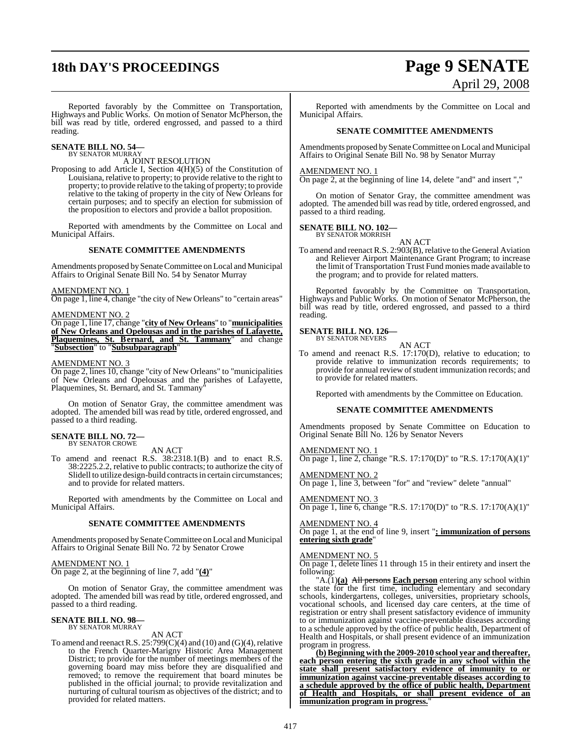Reported favorably by the Committee on Transportation, Highways and Public Works. On motion of Senator McPherson, the bill was read by title, ordered engrossed, and passed to a third reading.

**SENATE BILL NO. 54—**
BY SENATOR MURRAY

A JOINT RESOLUTION

Proposing to add Article I, Section 4(H)(5) of the Constitution of Louisiana, relative to property; to provide relative to the right to property; to provide relative to the taking of property; to provide relative to the taking of property in the city of New Orleans for certain purposes; and to specify an election for submission of the proposition to electors and provide a ballot proposition.

Reported with amendments by the Committee on Local and Municipal Affairs.

**SENATE COMMITTEE AMENDMENTS**

Amendments proposed by Senate Committee on Local and Municipal Affairs to Original Senate Bill No. 54 by Senator Murray

AMENDMENT NO. 1
On page 1, line 4, change "the city of New Orleans" to "certain areas"

AMENDMENT NO. 2
On page 1, line 17, change "**city of New Orleans**" to "**municipalities of New Orleans and Opelousas and in the parishes of Lafayette, Plaquemines, St. Bernard, and St. Tammany**" and change "**Subsection**" to "**Subsubparagraph**"

AMENDMENT NO. 3
On page 2, lines 10, change "city of New Orleans" to "municipalities of New Orleans and Opelousas and the parishes of Lafayette, Plaquemines, St. Bernard, and St. Tammany"

On motion of Senator Gray, the committee amendment was adopted. The amended bill was read by title, ordered engrossed, and passed to a third reading.

**SENATE BILL NO. 72—**
BY SENATOR CROWE

AN ACT

To amend and reenact R.S. 38:2318.1(B) and to enact R.S. 38:2225.2.2, relative to public contracts; to authorize the city of Slidell to utilize design-build contracts in certain circumstances; and to provide for related matters.

Reported with amendments by the Committee on Local and Municipal Affairs.

**SENATE COMMITTEE AMENDMENTS**

Amendments proposed by Senate Committee on Local and Municipal Affairs to Original Senate Bill No. 72 by Senator Crowe

AMENDMENT NO. 1
On page 2, at the beginning of line 7, add "**(4)**"

On motion of Senator Gray, the committee amendment was adopted. The amended bill was read by title, ordered engrossed, and passed to a third reading.

**SENATE BILL NO. 98—**
BY SENATOR MURRAY

AN ACT

To amend and reenact R.S. 25:799(C)(4) and (10) and (G)(4), relative to the French Quarter-Marigny Historic Area Management District; to provide for the number of meetings members of the governing board may miss before they are disqualified and removed; to remove the requirement that board minutes be published in the official journal; to provide revitalization and nurturing of cultural tourism as objectives of the district; and to provided for related matters.

Reported with amendments by the Committee on Local and Municipal Affairs.

**SENATE COMMITTEE AMENDMENTS**

Amendments proposed by Senate Committee on Local and Municipal Affairs to Original Senate Bill No. 98 by Senator Murray

AMENDMENT NO. 1
On page 2, at the beginning of line 14, delete "and" and insert ","

On motion of Senator Gray, the committee amendment was adopted. The amended bill was read by title, ordered engrossed, and passed to a third reading.

**SENATE BILL NO. 102—**
BY SENATOR MORRISH

AN ACT

To amend and reenact R.S. 2:903(B), relative to the General Aviation and Reliever Airport Maintenance Grant Program; to increase the limit of Transportation Trust Fund monies made available to the program; and to provide for related matters.

Reported favorably by the Committee on Transportation, Highways and Public Works. On motion of Senator McPherson, the bill was read by title, ordered engrossed, and passed to a third reading.

**SENATE BILL NO. 126—**
BY SENATOR NEVERS

AN ACT

To amend and reenact R.S. 17:170(D), relative to education; to provide relative to immunization records requirements; to provide for annual review of student immunization records; and to provide for related matters.

Reported with amendments by the Committee on Education.

**SENATE COMMITTEE AMENDMENTS**

Amendments proposed by Senate Committee on Education to Original Senate Bill No. 126 by Senator Nevers

AMENDMENT NO. 1
On page 1, line 2, change "R.S. 17:170(D)" to "R.S. 17:170(A)(1)"

AMENDMENT NO. 2
On page 1, line 3, between "for" and "review" delete "annual"

AMENDMENT NO. 3
On page 1, line 6, change "R.S. 17:170(D)" to "R.S. 17:170(A)(1)"

AMENDMENT NO. 4
On page 1, at the end of line 9, insert "**; immunization of persons entering sixth grade**"

AMENDMENT NO. 5
On page 1, delete lines 11 through 15 in their entirety and insert the following:

"A.(1)**(a)** ~~All persons~~ **Each person** entering any school within the state for the first time, including elementary and secondary schools, kindergartens, colleges, universities, proprietary schools, vocational schools, and licensed day care centers, at the time of registration or entry shall present satisfactory evidence of immunity to or immunization against vaccine-preventable diseases according to a schedule approved by the office of public health, Department of Health and Hospitals, or shall present evidence of an immunization program in progress.

**(b) Beginning with the 2009-2010 school year and thereafter, each person entering the sixth grade in any school within the state shall present satisfactory evidence of immunity to or immunization against vaccine-preventable diseases according to a schedule approved by the office of public health, Department of Health and Hospitals, or shall present evidence of an immunization program in progress.**"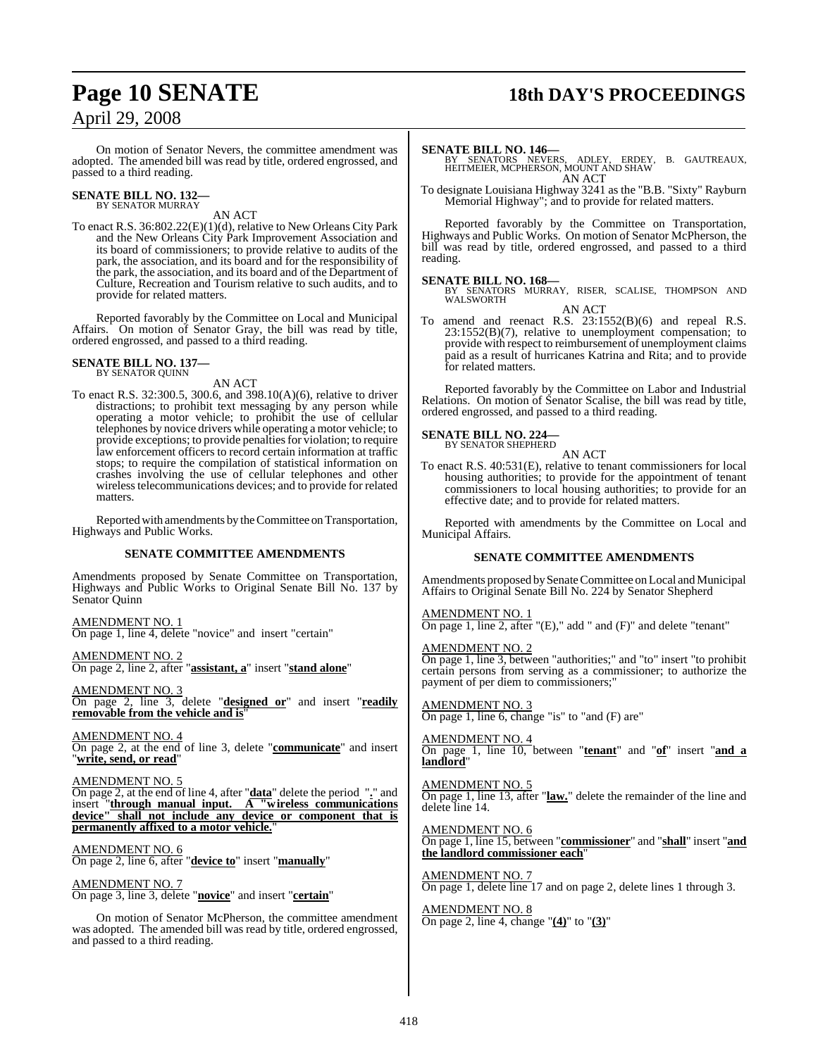On motion of Senator Nevers, the committee amendment was adopted. The amended bill was read by title, ordered engrossed, and passed to a third reading.

**SENATE BILL NO. 132—**
BY SENATOR MURRAY

AN ACT

To enact R.S. 36:802.22(E)(1)(d), relative to New Orleans City Park and the New Orleans City Park Improvement Association and its board of commissioners; to provide relative to audits of the park, the association, and its board and for the responsibility of the park, the association, and its board and of the Department of Culture, Recreation and Tourism relative to such audits, and to provide for related matters.

Reported favorably by the Committee on Local and Municipal Affairs. On motion of Senator Gray, the bill was read by title, ordered engrossed, and passed to a third reading.

**SENATE BILL NO. 137—**
BY SENATOR QUINN

AN ACT

To enact R.S. 32:300.5, 300.6, and 398.10(A)(6), relative to driver distractions; to prohibit text messaging by any person while operating a motor vehicle; to prohibit the use of cellular telephones by novice drivers while operating a motor vehicle; to provide exceptions; to provide penalties for violation; to require law enforcement officers to record certain information at traffic stops; to require the compilation of statistical information on crashes involving the use of cellular telephones and other wireless telecommunications devices; and to provide for related matters.

Reported with amendments by the Committee on Transportation, Highways and Public Works.

**SENATE COMMITTEE AMENDMENTS**

Amendments proposed by Senate Committee on Transportation, Highways and Public Works to Original Senate Bill No. 137 by Senator Quinn

AMENDMENT NO. 1
On page 1, line 4, delete "novice" and insert "certain"

AMENDMENT NO. 2
On page 2, line 2, after "**assistant, a**" insert "**stand alone**"

AMENDMENT NO. 3
On page 2, line 3, delete "**designed or**" and insert "**readily removable from the vehicle and is**"

AMENDMENT NO. 4
On page 2, at the end of line 3, delete "**communicate**" and insert "**write, send, or read**"

AMENDMENT NO. 5
On page 2, at the end of line 4, after "**data**" delete the period "**.**" and insert "**through manual input. A "wireless communications device" shall not include any device or component that is permanently affixed to a motor vehicle.**"

AMENDMENT NO. 6
On page 2, line 6, after "**device to**" insert "**manually**"

AMENDMENT NO. 7
On page 3, line 3, delete "**novice**" and insert "**certain**"

On motion of Senator McPherson, the committee amendment was adopted. The amended bill was read by title, ordered engrossed, and passed to a third reading.

**SENATE BILL NO. 146—**
BY SENATORS NEVERS, ADLEY, ERDEY, B. GAUTREAUX, HEITMEIER, MCPHERSON, MOUNT AND SHAW

AN ACT

To designate Louisiana Highway 3241 as the "B.B. "Sixty" Rayburn Memorial Highway"; and to provide for related matters.

Reported favorably by the Committee on Transportation, Highways and Public Works. On motion of Senator McPherson, the bill was read by title, ordered engrossed, and passed to a third reading.

**SENATE BILL NO. 168—**
BY SENATORS MURRAY, RISER, SCALISE, THOMPSON AND WALSWORTH

AN ACT

To amend and reenact R.S. 23:1552(B)(6) and repeal R.S. 23:1552(B)(7), relative to unemployment compensation; to provide with respect to reimbursement of unemployment claims paid as a result of hurricanes Katrina and Rita; and to provide for related matters.

Reported favorably by the Committee on Labor and Industrial Relations. On motion of Senator Scalise, the bill was read by title, ordered engrossed, and passed to a third reading.

**SENATE BILL NO. 224—**
BY SENATOR SHEPHERD

AN ACT

To enact R.S. 40:531(E), relative to tenant commissioners for local housing authorities; to provide for the appointment of tenant commissioners to local housing authorities; to provide for an effective date; and to provide for related matters.

Reported with amendments by the Committee on Local and Municipal Affairs.

**SENATE COMMITTEE AMENDMENTS**

Amendments proposed by Senate Committee on Local and Municipal Affairs to Original Senate Bill No. 224 by Senator Shepherd

AMENDMENT NO. 1
On page 1, line 2, after "(E)," add " and (F)" and delete "tenant"

AMENDMENT NO. 2
On page 1, line 3, between "authorities;" and "to" insert "to prohibit certain persons from serving as a commissioner; to authorize the payment of per diem to commissioners;"

AMENDMENT NO. 3
On page 1, line 6, change "is" to "and (F) are"

AMENDMENT NO. 4
On page 1, line 10, between "**tenant**" and "**of**" insert "**and a landlord**"

AMENDMENT NO. 5
On page 1, line 13, after "**law.**" delete the remainder of the line and delete line 14.

AMENDMENT NO. 6
On page 1, line 15, between "**commissioner**" and "**shall**" insert "**and the landlord commissioner each**"

AMENDMENT NO. 7
On page 1, delete line 17 and on page 2, delete lines 1 through 3.

AMENDMENT NO. 8
On page 2, line 4, change "**(4)**" to "**(3)**"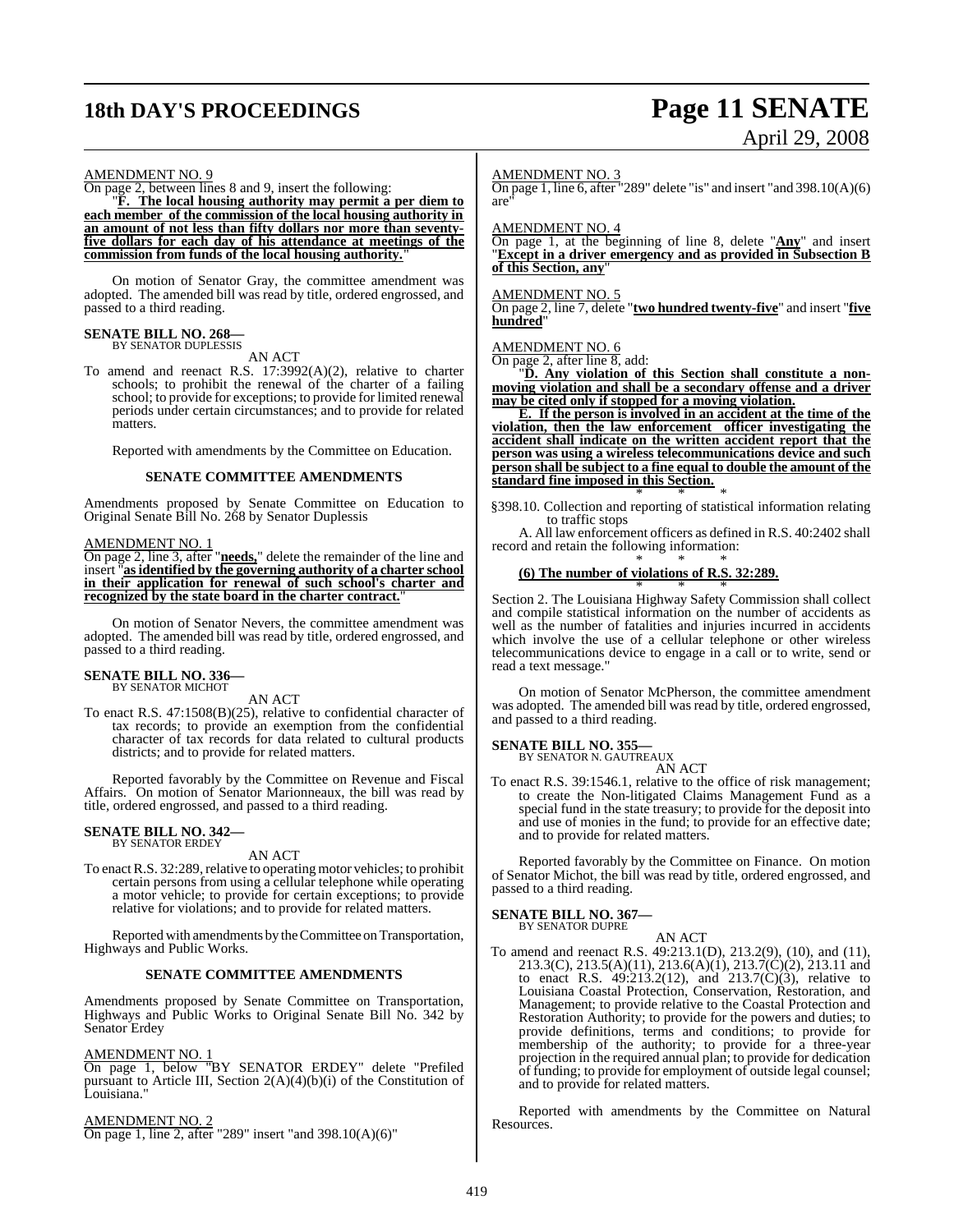AMENDMENT NO. 9

On page 2, between lines 8 and 9, insert the following:

"**F. The local housing authority may permit a per diem to each member of the commission of the local housing authority in an amount of not less than fifty dollars nor more than seventy-five dollars for each day of his attendance at meetings of the commission from funds of the local housing authority.**"

On motion of Senator Gray, the committee amendment was adopted. The amended bill was read by title, ordered engrossed, and passed to a third reading.

**SENATE BILL NO. 268—**
BY SENATOR DUPLESSIS

AN ACT

To amend and reenact R.S. 17:3992(A)(2), relative to charter schools; to prohibit the renewal of the charter of a failing school; to provide for exceptions; to provide for limited renewal periods under certain circumstances; and to provide for related matters.

Reported with amendments by the Committee on Education.

**SENATE COMMITTEE AMENDMENTS**

Amendments proposed by Senate Committee on Education to Original Senate Bill No. 268 by Senator Duplessis

AMENDMENT NO. 1

On page 2, line 3, after "**needs,**" delete the remainder of the line and insert "**as identified by the governing authority of a charter school in their application for renewal of such school's charter and recognized by the state board in the charter contract.**"

On motion of Senator Nevers, the committee amendment was adopted. The amended bill was read by title, ordered engrossed, and passed to a third reading.

**SENATE BILL NO. 336—**
BY SENATOR MICHOT

AN ACT

To enact R.S. 47:1508(B)(25), relative to confidential character of tax records; to provide an exemption from the confidential character of tax records for data related to cultural products districts; and to provide for related matters.

Reported favorably by the Committee on Revenue and Fiscal Affairs. On motion of Senator Marionneaux, the bill was read by title, ordered engrossed, and passed to a third reading.

**SENATE BILL NO. 342—**
BY SENATOR ERDEY

AN ACT

To enact R.S. 32:289, relative to operating motor vehicles; to prohibit certain persons from using a cellular telephone while operating a motor vehicle; to provide for certain exceptions; to provide relative for violations; and to provide for related matters.

Reported with amendments by the Committee on Transportation, Highways and Public Works.

**SENATE COMMITTEE AMENDMENTS**

Amendments proposed by Senate Committee on Transportation, Highways and Public Works to Original Senate Bill No. 342 by Senator Erdey

AMENDMENT NO. 1

On page 1, below "BY SENATOR ERDEY" delete "Prefiled pursuant to Article III, Section 2(A)(4)(b)(i) of the Constitution of Louisiana."

AMENDMENT NO. 2

On page 1, line 2, after "289" insert "and 398.10(A)(6)"

AMENDMENT NO. 3

On page 1, line 6, after "289" delete "is" and insert "and 398.10(A)(6) are"

AMENDMENT NO. 4

On page 1, at the beginning of line 8, delete "**Any**" and insert "**Except in a driver emergency and as provided in Subsection B of this Section, any**"

AMENDMENT NO. 5

On page 2, line 7, delete "**two hundred twenty-five**" and insert "**five hundred**"

AMENDMENT NO. 6

On page 2, after line 8, add:

"**D. Any violation of this Section shall constitute a non-moving violation and shall be a secondary offense and a driver may be cited only if stopped for a moving violation.**

**E. If the person is involved in an accident at the time of the violation, then the law enforcement officer investigating the accident shall indicate on the written accident report that the person was using a wireless telecommunications device and such person shall be subject to a fine equal to double the amount of the standard fine imposed in this Section.**

\* \* \*

§398.10. Collection and reporting of statistical information relating to traffic stops

A. All law enforcement officers as defined in R.S. 40:2402 shall record and retain the following information:

\* \* \*

**(6) The number of violations of R.S. 32:289.**

\* \* \*

Section 2. The Louisiana Highway Safety Commission shall collect and compile statistical information on the number of accidents as well as the number of fatalities and injuries incurred in accidents which involve the use of a cellular telephone or other wireless telecommunications device to engage in a call or to write, send or read a text message."

On motion of Senator McPherson, the committee amendment was adopted. The amended bill was read by title, ordered engrossed, and passed to a third reading.

**SENATE BILL NO. 355—**
BY SENATOR N. GAUTREAUX

AN ACT

To enact R.S. 39:1546.1, relative to the office of risk management; to create the Non-litigated Claims Management Fund as a special fund in the state treasury; to provide for the deposit into and use of monies in the fund; to provide for an effective date; and to provide for related matters.

Reported favorably by the Committee on Finance. On motion of Senator Michot, the bill was read by title, ordered engrossed, and passed to a third reading.

**SENATE BILL NO. 367—**
BY SENATOR DUPRE

AN ACT

To amend and reenact R.S. 49:213.1(D), 213.2(9), (10), and (11), 213.3(C), 213.5(A)(11), 213.6(A)(1), 213.7(C)(2), 213.11 and to enact R.S. 49:213.2(12), and 213.7(C)(3), relative to Louisiana Coastal Protection, Conservation, Restoration, and Management; to provide relative to the Coastal Protection and Restoration Authority; to provide for the powers and duties; to provide definitions, terms and conditions; to provide for membership of the authority; to provide for a three-year projection in the required annual plan; to provide for dedication of funding; to provide for employment of outside legal counsel; and to provide for related matters.

Reported with amendments by the Committee on Natural Resources.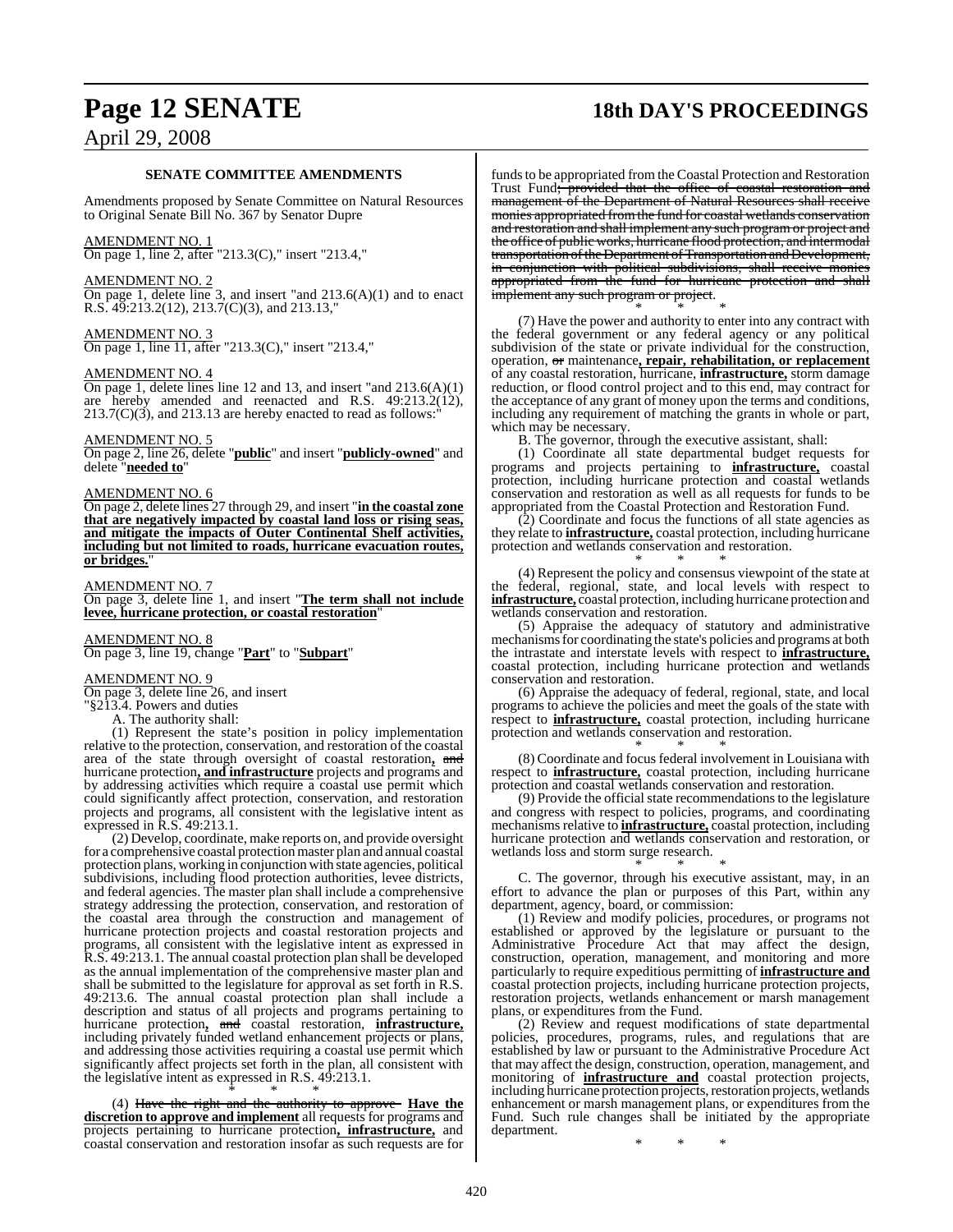### SENATE COMMITTEE AMENDMENTS

Amendments proposed by Senate Committee on Natural Resources to Original Senate Bill No. 367 by Senator Dupre

AMENDMENT NO. 1
On page 1, line 2, after "213.3(C)," insert "213.4,"

AMENDMENT NO. 2
On page 1, delete line 3, and insert "and 213.6(A)(1) and to enact R.S. 49:213.2(12), 213.7(C)(3), and 213.13,"

AMENDMENT NO. 3
On page 1, line 11, after "213.3(C)," insert "213.4,"

AMENDMENT NO. 4
On page 1, delete lines line 12 and 13, and insert "and 213.6(A)(1) are hereby amended and reenacted and R.S. 49:213.2(12), 213.7(C)(3), and 213.13 are hereby enacted to read as follows:"

AMENDMENT NO. 5
On page 2, line 26, delete "**public**" and insert "**publicly-owned**" and delete "**needed to**"

AMENDMENT NO. 6
On page 2, delete lines 27 through 29, and insert "**in the coastal zone that are negatively impacted by coastal land loss or rising seas, and mitigate the impacts of Outer Continental Shelf activities, including but not limited to roads, hurricane evacuation routes, or bridges.**"

AMENDMENT NO. 7
On page 3, delete line 1, and insert "**The term shall not include levee, hurricane protection, or coastal restoration**"

AMENDMENT NO. 8
On page 3, line 19, change "**Part**" to "**Subpart**"

AMENDMENT NO. 9
On page 3, delete line 26, and insert

"§213.4. Powers and duties

A. The authority shall:

(1) Represent the state's position in policy implementation relative to the protection, conservation, and restoration of the coastal area of the state through oversight of coastal restoration**,** ~~and~~ hurricane protection**, and infrastructure** projects and programs and by addressing activities which require a coastal use permit which could significantly affect protection, conservation, and restoration projects and programs, all consistent with the legislative intent as expressed in R.S. 49:213.1.

(2) Develop, coordinate, make reports on, and provide oversight for a comprehensive coastal protection master plan and annual coastal protection plans, working in conjunction with state agencies, political subdivisions, including flood protection authorities, levee districts, and federal agencies. The master plan shall include a comprehensive strategy addressing the protection, conservation, and restoration of the coastal area through the construction and management of hurricane protection projects and coastal restoration projects and programs, all consistent with the legislative intent as expressed in R.S. 49:213.1. The annual coastal protection plan shall be developed as the annual implementation of the comprehensive master plan and shall be submitted to the legislature for approval as set forth in R.S. 49:213.6. The annual coastal protection plan shall include a description and status of all projects and programs pertaining to hurricane protection**,** ~~and~~ coastal restoration, **infrastructure,** including privately funded wetland enhancement projects or plans, and addressing those activities requiring a coastal use permit which significantly affect projects set forth in the plan, all consistent with the legislative intent as expressed in R.S. 49:213.1.

\* \* \*

(4) ~~Have the right and the authority to approve~~ **Have the discretion to approve and implement** all requests for programs and projects pertaining to hurricane protection**, infrastructure,** and coastal conservation and restoration insofar as such requests are for funds to be appropriated from the Coastal Protection and Restoration Trust Fund~~; provided that the office of coastal restoration and management of the Department of Natural Resources shall receive monies appropriated from the fund for coastal wetlands conservation and restoration and shall implement any such program or project and the office of public works, hurricane flood protection, and intermodal transportation of the Department of Transportation and Development, in conjunction with political subdivisions, shall receive monies appropriated from the fund for hurricane protection and shall implement any such program or project~~.

\* \* \*

(7) Have the power and authority to enter into any contract with the federal government or any federal agency or any political subdivision of the state or private individual for the construction, operation, ~~or~~ maintenance**, repair, rehabilitation, or replacement** of any coastal restoration, hurricane, **infrastructure,** storm damage reduction, or flood control project and to this end, may contract for the acceptance of any grant of money upon the terms and conditions, including any requirement of matching the grants in whole or part, which may be necessary.

B. The governor, through the executive assistant, shall:

(1) Coordinate all state departmental budget requests for programs and projects pertaining to **infrastructure,** coastal protection, including hurricane protection and coastal wetlands conservation and restoration as well as all requests for funds to be appropriated from the Coastal Protection and Restoration Fund.

(2) Coordinate and focus the functions of all state agencies as they relate to **infrastructure,** coastal protection, including hurricane protection and wetlands conservation and restoration.

\* \* \*

(4) Represent the policy and consensus viewpoint of the state at the federal, regional, state, and local levels with respect to **infrastructure,** coastal protection, including hurricane protection and wetlands conservation and restoration.

(5) Appraise the adequacy of statutory and administrative mechanisms for coordinating the state's policies and programs at both the intrastate and interstate levels with respect to **infrastructure,** coastal protection, including hurricane protection and wetlands conservation and restoration.

(6) Appraise the adequacy of federal, regional, state, and local programs to achieve the policies and meet the goals of the state with respect to **infrastructure,** coastal protection, including hurricane protection and wetlands conservation and restoration.

\* \* \*

(8) Coordinate and focus federal involvement in Louisiana with respect to **infrastructure,** coastal protection, including hurricane protection and coastal wetlands conservation and restoration.

(9) Provide the official state recommendations to the legislature and congress with respect to policies, programs, and coordinating mechanisms relative to **infrastructure,** coastal protection, including hurricane protection and wetlands conservation and restoration, or wetlands loss and storm surge research.

\* \* \*

C. The governor, through his executive assistant, may, in an effort to advance the plan or purposes of this Part, within any department, agency, board, or commission:

(1) Review and modify policies, procedures, or programs not established or approved by the legislature or pursuant to the Administrative Procedure Act that may affect the design, construction, operation, management, and monitoring and more particularly to require expeditious permitting of **infrastructure and** coastal protection projects, including hurricane protection projects, restoration projects, wetlands enhancement or marsh management plans, or expenditures from the Fund.

(2) Review and request modifications of state departmental policies, procedures, programs, rules, and regulations that are established by law or pursuant to the Administrative Procedure Act that may affect the design, construction, operation, management, and monitoring of **infrastructure and** coastal protection projects, including hurricane protection projects, restoration projects, wetlands enhancement or marsh management plans, or expenditures from the Fund. Such rule changes shall be initiated by the appropriate department.

\* \* \*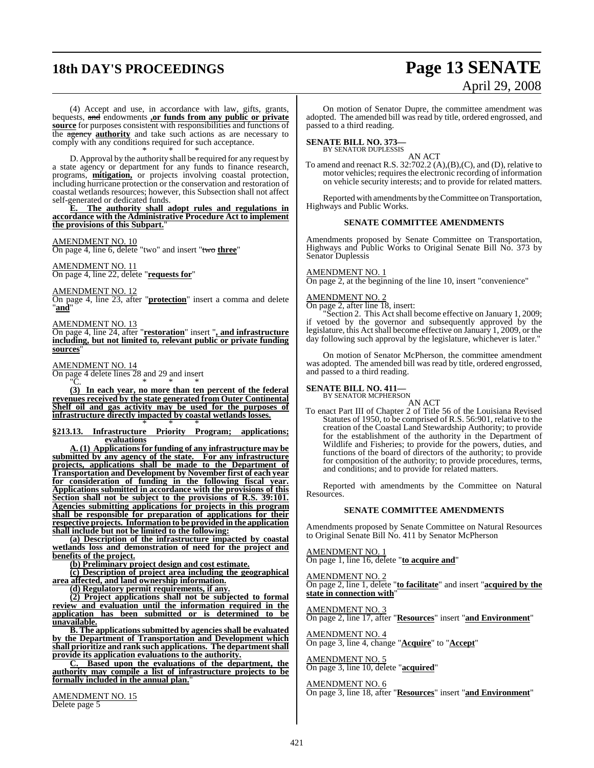(4) Accept and use, in accordance with law, gifts, grants, bequests, ~~and~~ endowments **,or funds from any public or private source** for purposes consistent with responsibilities and functions of the ~~agency~~ **authority** and take such actions as are necessary to comply with any conditions required for such acceptance.

\* \* \*

D. Approval by the authority shall be required for any request by a state agency or department for any funds to finance research, programs, **mitigation,** or projects involving coastal protection, including hurricane protection or the conservation and restoration of coastal wetlands resources; however, this Subsection shall not affect self-generated or dedicated funds.

**E. The authority shall adopt rules and regulations in accordance with the Administrative Procedure Act to implement the provisions of this Subpart.**"

AMENDMENT NO. 10

On page 4, line 6, delete "two" and insert "~~two~~ **three**"

AMENDMENT NO. 11

On page 4, line 22, delete "**requests for**"

AMENDMENT NO. 12

On page 4, line 23, after "**protection**" insert a comma and delete "**and**"

AMENDMENT NO. 13

On page 4, line 24, after "**restoration**" insert "**, and infrastructure including, but not limited to, relevant public or private funding sources**"

AMENDMENT NO. 14

On page 4 delete lines 28 and 29 and insert

"C. \* \* \*

**(3) In each year, no more than ten percent of the federal revenues received by the state generated from Outer Continental Shelf oil and gas activity may be used for the purposes of infrastructure directly impacted by coastal wetlands losses.**

\* \* \*

**§213.13. Infrastructure Priority Program; applications; evaluations**

**A. (1) Applications for funding of any infrastructure may be submitted by any agency of the state. For any infrastructure projects, applications shall be made to the Department of Transportation and Development by November first of each year for consideration of funding in the following fiscal year. Applications submitted in accordance with the provisions of this Section shall not be subject to the provisions of R.S. 39:101. Agencies submitting applications for projects in this program shall be responsible for preparation of applications for their respective projects. Information to be provided in the application shall include but not be limited to the following:**

**(a) Description of the infrastructure impacted by coastal wetlands loss and demonstration of need for the project and benefits of the project.**

**(b) Preliminary project design and cost estimate.**

**(c) Description of project area including the geographical area affected, and land ownership information.**

**(d) Regulatory permit requirements, if any.**

**(2) Project applications shall not be subjected to formal review and evaluation until the information required in the application has been submitted or is determined to be unavailable.**

**B. The applications submitted by agencies shall be evaluated by the Department of Transportation and Development which shall prioritize and rank such applications. The department shall provide its application evaluations to the authority.**

**C. Based upon the evaluations of the department, the authority may compile a list of infrastructure projects to be formally included in the annual plan.**"

AMENDMENT NO. 15

Delete page 5

On motion of Senator Dupre, the committee amendment was adopted. The amended bill was read by title, ordered engrossed, and passed to a third reading.

**SENATE BILL NO. 373—**
BY SENATOR DUPLESSIS

AN ACT

To amend and reenact R.S. 32:702.2 (A),(B),(C), and (D), relative to motor vehicles; requires the electronic recording of information on vehicle security interests; and to provide for related matters.

Reported with amendments by the Committee on Transportation, Highways and Public Works.

**SENATE COMMITTEE AMENDMENTS**

Amendments proposed by Senate Committee on Transportation, Highways and Public Works to Original Senate Bill No. 373 by Senator Duplessis

AMENDMENT NO. 1

On page 2, at the beginning of the line 10, insert "convenience"

AMENDMENT NO. 2

On page 2, after line 18, insert:

"Section 2. This Act shall become effective on January 1, 2009; if vetoed by the governor and subsequently approved by the legislature, this Act shall become effective on January 1, 2009, or the day following such approval by the legislature, whichever is later."

On motion of Senator McPherson, the committee amendment was adopted. The amended bill was read by title, ordered engrossed, and passed to a third reading.

**SENATE BILL NO. 411—**
BY SENATOR MCPHERSON

AN ACT

To enact Part III of Chapter 2 of Title 56 of the Louisiana Revised Statutes of 1950, to be comprised of R.S. 56:901, relative to the creation of the Coastal Land Stewardship Authority; to provide for the establishment of the authority in the Department of Wildlife and Fisheries; to provide for the powers, duties, and functions of the board of directors of the authority; to provide for composition of the authority; to provide procedures, terms, and conditions; and to provide for related matters.

Reported with amendments by the Committee on Natural Resources.

**SENATE COMMITTEE AMENDMENTS**

Amendments proposed by Senate Committee on Natural Resources to Original Senate Bill No. 411 by Senator McPherson

AMENDMENT NO. 1

On page 1, line 16, delete "**to acquire and**"

AMENDMENT NO. 2

On page 2, line 1, delete "**to facilitate**" and insert "**acquired by the state in connection with**"

AMENDMENT NO. 3

On page 2, line 17, after "**Resources**" insert "**and Environment**"

AMENDMENT NO. 4

On page 3, line 4, change "**Acquire**" to "**Accept**"

AMENDMENT NO. 5

On page 3, line 10, delete "**acquired**"

AMENDMENT NO. 6

On page 3, line 18, after "**Resources**" insert "**and Environment**"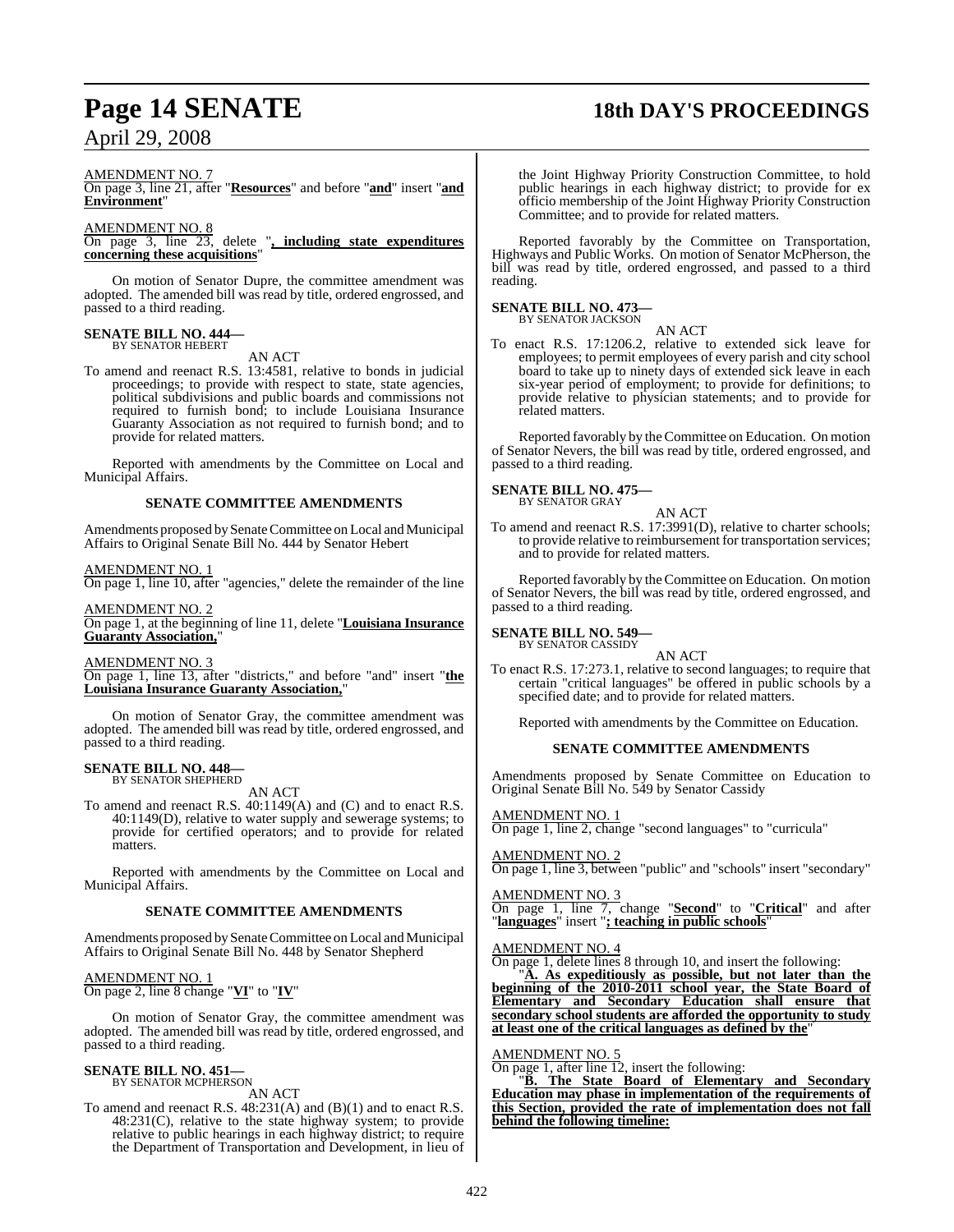AMENDMENT NO. 7

On page 3, line 21, after "**Resources**" and before "**and**" insert "**and Environment**"

AMENDMENT NO. 8

On page 3, line 23, delete "**, including state expenditures concerning these acquisitions**"

On motion of Senator Dupre, the committee amendment was adopted. The amended bill was read by title, ordered engrossed, and passed to a third reading.

**SENATE BILL NO. 444—**
BY SENATOR HEBERT

AN ACT

To amend and reenact R.S. 13:4581, relative to bonds in judicial proceedings; to provide with respect to state, state agencies, political subdivisions and public boards and commissions not required to furnish bond; to include Louisiana Insurance Guaranty Association as not required to furnish bond; and to provide for related matters.

Reported with amendments by the Committee on Local and Municipal Affairs.

**SENATE COMMITTEE AMENDMENTS**

Amendments proposed by Senate Committee on Local and Municipal Affairs to Original Senate Bill No. 444 by Senator Hebert

AMENDMENT NO. 1

On page 1, line 10, after "agencies," delete the remainder of the line

AMENDMENT NO. 2

On page 1, at the beginning of line 11, delete "**Louisiana Insurance Guaranty Association,**"

AMENDMENT NO. 3

On page 1, line 13, after "districts," and before "and" insert "**the Louisiana Insurance Guaranty Association,**"

On motion of Senator Gray, the committee amendment was adopted. The amended bill was read by title, ordered engrossed, and passed to a third reading.

**SENATE BILL NO. 448—**
BY SENATOR SHEPHERD

AN ACT

To amend and reenact R.S. 40:1149(A) and (C) and to enact R.S. 40:1149(D), relative to water supply and sewerage systems; to provide for certified operators; and to provide for related matters.

Reported with amendments by the Committee on Local and Municipal Affairs.

**SENATE COMMITTEE AMENDMENTS**

Amendments proposed by Senate Committee on Local and Municipal Affairs to Original Senate Bill No. 448 by Senator Shepherd

AMENDMENT NO. 1

On page 2, line 8 change "**VI**" to "**IV**"

On motion of Senator Gray, the committee amendment was adopted. The amended bill was read by title, ordered engrossed, and passed to a third reading.

**SENATE BILL NO. 451—**
BY SENATOR MCPHERSON

AN ACT

To amend and reenact R.S. 48:231(A) and (B)(1) and to enact R.S. 48:231(C), relative to the state highway system; to provide relative to public hearings in each highway district; to require the Department of Transportation and Development, in lieu of the Joint Highway Priority Construction Committee, to hold public hearings in each highway district; to provide for ex officio membership of the Joint Highway Priority Construction Committee; and to provide for related matters.

Reported favorably by the Committee on Transportation, Highways and Public Works. On motion of Senator McPherson, the bill was read by title, ordered engrossed, and passed to a third reading.

**SENATE BILL NO. 473—**
BY SENATOR JACKSON

AN ACT

To enact R.S. 17:1206.2, relative to extended sick leave for employees; to permit employees of every parish and city school board to take up to ninety days of extended sick leave in each six-year period of employment; to provide for definitions; to provide relative to physician statements; and to provide for related matters.

Reported favorably by the Committee on Education. On motion of Senator Nevers, the bill was read by title, ordered engrossed, and passed to a third reading.

**SENATE BILL NO. 475—**
BY SENATOR GRAY

AN ACT

To amend and reenact R.S. 17:3991(D), relative to charter schools; to provide relative to reimbursement for transportation services; and to provide for related matters.

Reported favorably by the Committee on Education. On motion of Senator Nevers, the bill was read by title, ordered engrossed, and passed to a third reading.

**SENATE BILL NO. 549—**
BY SENATOR CASSIDY

AN ACT

To enact R.S. 17:273.1, relative to second languages; to require that certain "critical languages" be offered in public schools by a specified date; and to provide for related matters.

Reported with amendments by the Committee on Education.

**SENATE COMMITTEE AMENDMENTS**

Amendments proposed by Senate Committee on Education to Original Senate Bill No. 549 by Senator Cassidy

AMENDMENT NO. 1

On page 1, line 2, change "second languages" to "curricula"

AMENDMENT NO. 2

On page 1, line 3, between "public" and "schools" insert "secondary"

AMENDMENT NO. 3

On page 1, line 7, change "**Second**" to "**Critical**" and after "**languages**" insert "**; teaching in public schools**"

AMENDMENT NO. 4

On page 1, delete lines 8 through 10, and insert the following:

"**A. As expeditiously as possible, but not later than the beginning of the 2010-2011 school year, the State Board of Elementary and Secondary Education shall ensure that secondary school students are afforded the opportunity to study at least one of the critical languages as defined by the**"

AMENDMENT NO. 5

On page 1, after line 12, insert the following:

"**B. The State Board of Elementary and Secondary Education may phase in implementation of the requirements of this Section, provided the rate of implementation does not fall behind the following timeline:**"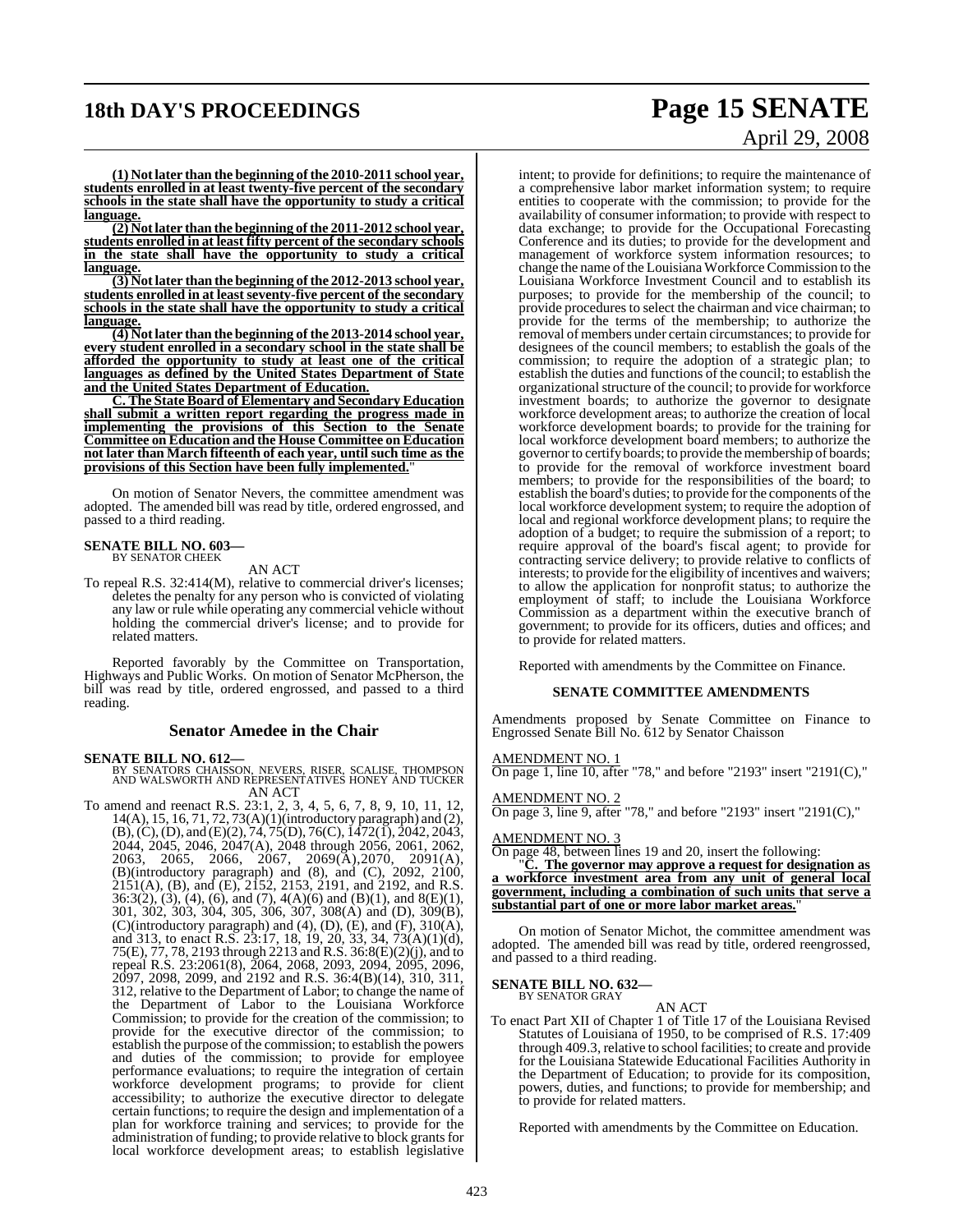**(1) Not later than the beginning of the 2010-2011 school year, students enrolled in at least twenty-five percent of the secondary schools in the state shall have the opportunity to study a critical language.**

**(2) Not later than the beginning of the 2011-2012 school year, students enrolled in at least fifty percent of the secondary schools in the state shall have the opportunity to study a critical language.**

**(3) Not later than the beginning of the 2012-2013 school year, students enrolled in at least seventy-five percent of the secondary schools in the state shall have the opportunity to study a critical language.**

**(4) Not later than the beginning of the 2013-2014 school year, every student enrolled in a secondary school in the state shall be afforded the opportunity to study at least one of the critical languages as defined by the United States Department of State and the United States Department of Education.**

**C. The State Board of Elementary and Secondary Education shall submit a written report regarding the progress made in implementing the provisions of this Section to the Senate Committee on Education and the House Committee on Education not later than March fifteenth of each year, until such time as the provisions of this Section have been fully implemented.**"

On motion of Senator Nevers, the committee amendment was adopted. The amended bill was read by title, ordered engrossed, and passed to a third reading.

**SENATE BILL NO. 603—**
BY SENATOR CHEEK

AN ACT

To repeal R.S. 32:414(M), relative to commercial driver's licenses; deletes the penalty for any person who is convicted of violating any law or rule while operating any commercial vehicle without holding the commercial driver's license; and to provide for related matters.

Reported favorably by the Committee on Transportation, Highways and Public Works. On motion of Senator McPherson, the bill was read by title, ordered engrossed, and passed to a third reading.

## Senator Amedee in the Chair

**SENATE BILL NO. 612—**
BY SENATORS CHAISSON, NEVERS, RISER, SCALISE, THOMPSON AND WALSWORTH AND REPRESENTATIVES HONEY AND TUCKER

AN ACT

To amend and reenact R.S. 23:1, 2, 3, 4, 5, 6, 7, 8, 9, 10, 11, 12, 14(A), 15, 16, 71, 72, 73(A)(1)(introductory paragraph) and (2), (B), (C), (D), and (E)(2), 74, 75(D), 76(C), 1472(1), 2042, 2043, 2044, 2045, 2046, 2047(A), 2048 through 2056, 2061, 2062, 2063, 2065, 2066, 2067, 2069(A), 2070, 2091(A), (B)(introductory paragraph) and (8), and (C), 2092, 2100, 2151(A), (B), and (E), 2152, 2153, 2191, and 2192, and R.S. 36:3(2), (3), (4), (6), and (7), 4(A)(6) and (B)(1), and 8(E)(1), 301, 302, 303, 304, 305, 306, 307, 308(A) and (D), 309(B), (C)(introductory paragraph) and (4), (D), (E), and (F), 310(A), and 313, to enact R.S. 23:17, 18, 19, 20, 33, 34, 73(A)(1)(d), 75(E), 77, 78, 2193 through 2213 and R.S. 36:8(E)(2)(j), and to repeal R.S. 23:2061(8), 2064, 2068, 2093, 2094, 2095, 2096, 2097, 2098, 2099, and 2192 and R.S. 36:4(B)(14), 310, 311, 312, relative to the Department of Labor; to change the name of the Department of Labor to the Louisiana Workforce Commission; to provide for the creation of the commission; to provide for the executive director of the commission; to establish the purpose of the commission; to establish the powers and duties of the commission; to provide for employee performance evaluations; to require the integration of certain workforce development programs; to provide for client accessibility; to authorize the executive director to delegate certain functions; to require the design and implementation of a plan for workforce training and services; to provide for the administration of funding; to provide relative to block grants for local workforce development areas; to establish legislative intent; to provide for definitions; to require the maintenance of a comprehensive labor market information system; to require entities to cooperate with the commission; to provide for the availability of consumer information; to provide with respect to data exchange; to provide for the Occupational Forecasting Conference and its duties; to provide for the development and management of workforce system information resources; to change the name of the Louisiana Workforce Commission to the Louisiana Workforce Investment Council and to establish its purposes; to provide for the membership of the council; to provide procedures to select the chairman and vice chairman; to provide for the terms of the membership; to authorize the removal of members under certain circumstances; to provide for designees of the council members; to establish the goals of the commission; to require the adoption of a strategic plan; to establish the duties and functions of the council; to establish the organizational structure of the council; to provide for workforce investment boards; to authorize the governor to designate workforce development areas; to authorize the creation of local workforce development boards; to provide for the training for local workforce development board members; to authorize the governor to certify boards; to provide the membership of boards; to provide for the removal of workforce investment board members; to provide for the responsibilities of the board; to establish the board's duties; to provide for the components of the local workforce development system; to require the adoption of local and regional workforce development plans; to require the adoption of a budget; to require the submission of a report; to require approval of the board's fiscal agent; to provide for contracting service delivery; to provide relative to conflicts of interests; to provide for the eligibility of incentives and waivers; to allow the application for nonprofit status; to authorize the employment of staff; to include the Louisiana Workforce Commission as a department within the executive branch of government; to provide for its officers, duties and offices; and to provide for related matters.

Reported with amendments by the Committee on Finance.

### SENATE COMMITTEE AMENDMENTS

Amendments proposed by Senate Committee on Finance to Engrossed Senate Bill No. 612 by Senator Chaisson

AMENDMENT NO. 1
On page 1, line 10, after "78," and before "2193" insert "2191(C),"

AMENDMENT NO. 2
On page 3, line 9, after "78," and before "2193" insert "2191(C),"

AMENDMENT NO. 3
On page 48, between lines 19 and 20, insert the following:

"**C. The governor may approve a request for designation as a workforce investment area from any unit of general local government, including a combination of such units that serve a substantial part of one or more labor market areas.**"

On motion of Senator Michot, the committee amendment was adopted. The amended bill was read by title, ordered reengrossed, and passed to a third reading.

**SENATE BILL NO. 632—**
BY SENATOR GRAY

AN ACT

To enact Part XII of Chapter 1 of Title 17 of the Louisiana Revised Statutes of Louisiana of 1950, to be comprised of R.S. 17:409 through 409.3, relative to school facilities; to create and provide for the Louisiana Statewide Educational Facilities Authority in the Department of Education; to provide for its composition, powers, duties, and functions; to provide for membership; and to provide for related matters.

Reported with amendments by the Committee on Education.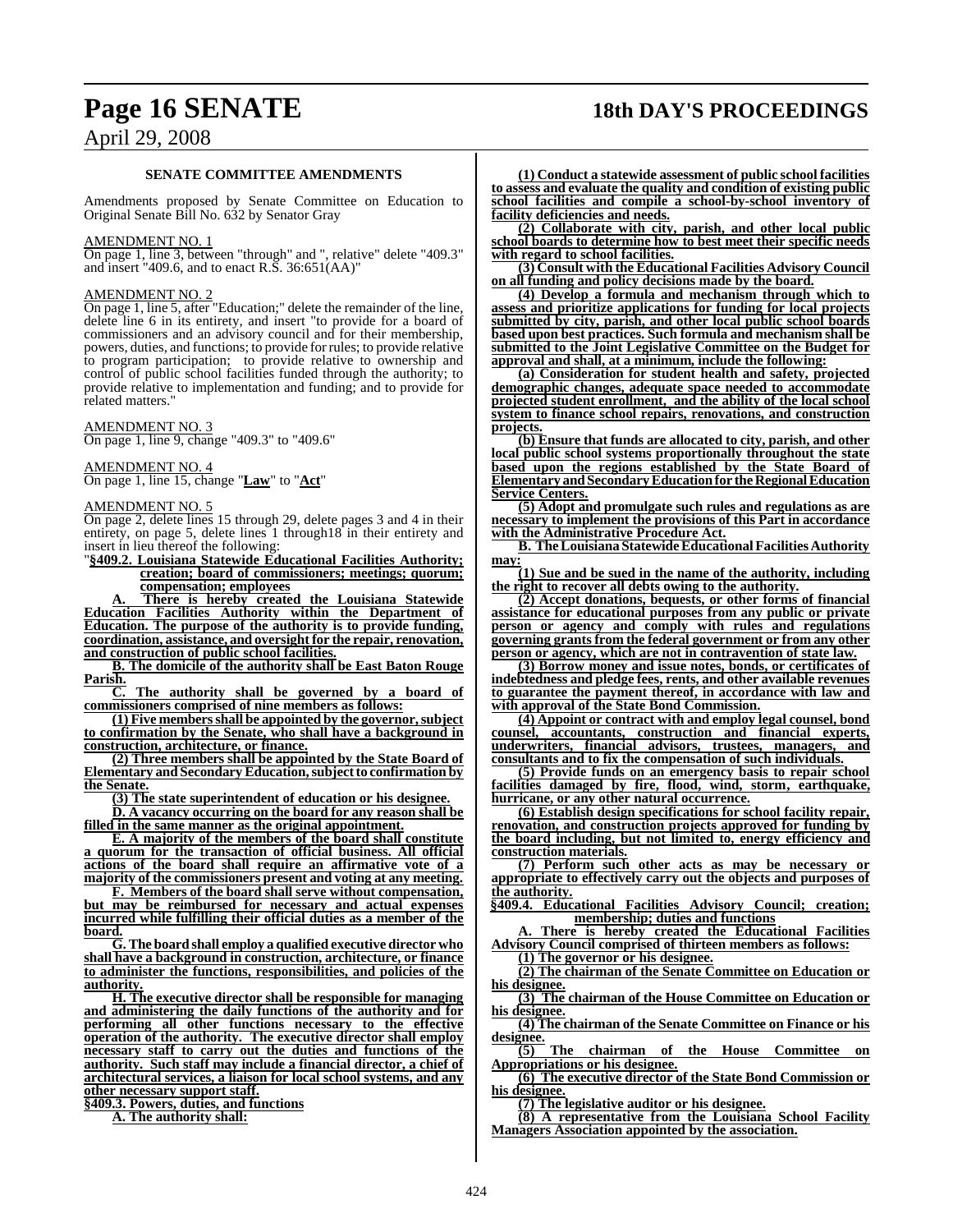**SENATE COMMITTEE AMENDMENTS**

Amendments proposed by Senate Committee on Education to Original Senate Bill No. 632 by Senator Gray

AMENDMENT NO. 1

On page 1, line 3, between "through" and ", relative" delete "409.3" and insert "409.6, and to enact R.S. 36:651(AA)"

AMENDMENT NO. 2

On page 1, line 5, after "Education;" delete the remainder of the line, delete line 6 in its entirety, and insert "to provide for a board of commissioners and an advisory council and for their membership, powers, duties, and functions; to provide for rules; to provide relative to program participation; to provide relative to ownership and control of public school facilities funded through the authority; to provide relative to implementation and funding; and to provide for related matters."

AMENDMENT NO. 3

On page 1, line 9, change "409.3" to "409.6"

AMENDMENT NO. 4

On page 1, line 15, change "**Law**" to "**Act**"

AMENDMENT NO. 5

On page 2, delete lines 15 through 29, delete pages 3 and 4 in their entirety, on page 5, delete lines 1 through18 in their entirety and insert in lieu thereof the following:

"**§409.2. Louisiana Statewide Educational Facilities Authority; creation; board of commissioners; meetings; quorum; compensation; employees**

**A. There is hereby created the Louisiana Statewide Education Facilities Authority within the Department of Education. The purpose of the authority is to provide funding, coordination, assistance, and oversight for the repair, renovation, and construction of public school facilities.**

**B. The domicile of the authority shall be East Baton Rouge Parish.**

**C. The authority shall be governed by a board of commissioners comprised of nine members as follows:**

**(1) Five members shall be appointed by the governor, subject to confirmation by the Senate, who shall have a background in construction, architecture, or finance.**

**(2) Three members shall be appointed by the State Board of Elementary and Secondary Education, subject to confirmation by the Senate.**

**(3) The state superintendent of education or his designee.**

**D. A vacancy occurring on the board for any reason shall be filled in the same manner as the original appointment.**

**E. A majority of the members of the board shall constitute a quorum for the transaction of official business. All official actions of the board shall require an affirmative vote of a majority of the commissioners present and voting at any meeting.**

**F. Members of the board shall serve without compensation, but may be reimbursed for necessary and actual expenses incurred while fulfilling their official duties as a member of the board.**

**G. The board shall employ a qualified executive director who shall have a background in construction, architecture, or finance to administer the functions, responsibilities, and policies of the authority.**

**H. The executive director shall be responsible for managing and administering the daily functions of the authority and for performing all other functions necessary to the effective operation of the authority. The executive director shall employ necessary staff to carry out the duties and functions of the authority. Such staff may include a financial director, a chief of architectural services, a liaison for local school systems, and any other necessary support staff.**

**§409.3. Powers, duties, and functions**

**A. The authority shall:**

**(1) Conduct a statewide assessment of public school facilities to assess and evaluate the quality and condition of existing public school facilities and compile a school-by-school inventory of facility deficiencies and needs.**

**(2) Collaborate with city, parish, and other local public school boards to determine how to best meet their specific needs with regard to school facilities.**

**(3) Consult with the Educational Facilities Advisory Council on all funding and policy decisions made by the board.**

**(4) Develop a formula and mechanism through which to assess and prioritize applications for funding for local projects submitted by city, parish, and other local public school boards based upon best practices. Such formula and mechanism shall be submitted to the Joint Legislative Committee on the Budget for approval and shall, at a minimum, include the following:**

**(a) Consideration for student health and safety, projected demographic changes, adequate space needed to accommodate projected student enrollment, and the ability of the local school system to finance school repairs, renovations, and construction projects.**

**(b) Ensure that funds are allocated to city, parish, and other local public school systems proportionally throughout the state based upon the regions established by the State Board of Elementary and Secondary Education for the Regional Education Service Centers.**

**(5) Adopt and promulgate such rules and regulations as are necessary to implement the provisions of this Part in accordance with the Administrative Procedure Act.**

**B. The Louisiana Statewide Educational Facilities Authority may:**

**(1) Sue and be sued in the name of the authority, including the right to recover all debts owing to the authority.**

**(2) Accept donations, bequests, or other forms of financial assistance for educational purposes from any public or private person or agency and comply with rules and regulations governing grants from the federal government or from any other person or agency, which are not in contravention of state law.**

**(3) Borrow money and issue notes, bonds, or certificates of indebtedness and pledge fees, rents, and other available revenues to guarantee the payment thereof, in accordance with law and with approval of the State Bond Commission.**

**(4) Appoint or contract with and employ legal counsel, bond counsel, accountants, construction and financial experts, underwriters, financial advisors, trustees, managers, and consultants and to fix the compensation of such individuals.**

**(5) Provide funds on an emergency basis to repair school facilities damaged by fire, flood, wind, storm, earthquake, hurricane, or any other natural occurrence.**

**(6) Establish design specifications for school facility repair, renovation, and construction projects approved for funding by the board including, but not limited to, energy efficiency and construction materials.**

**(7) Perform such other acts as may be necessary or appropriate to effectively carry out the objects and purposes of the authority.**

**§409.4. Educational Facilities Advisory Council; creation; membership; duties and functions**

**A. There is hereby created the Educational Facilities Advisory Council comprised of thirteen members as follows:**

**(1) The governor or his designee.**

**(2) The chairman of the Senate Committee on Education or his designee.**

**(3) The chairman of the House Committee on Education or his designee.**

**(4) The chairman of the Senate Committee on Finance or his designee.**

**(5) The chairman of the House Committee on Appropriations or his designee.**

**(6) The executive director of the State Bond Commission or his designee.**

**(7) The legislative auditor or his designee.**

**(8) A representative from the Louisiana School Facility Managers Association appointed by the association.**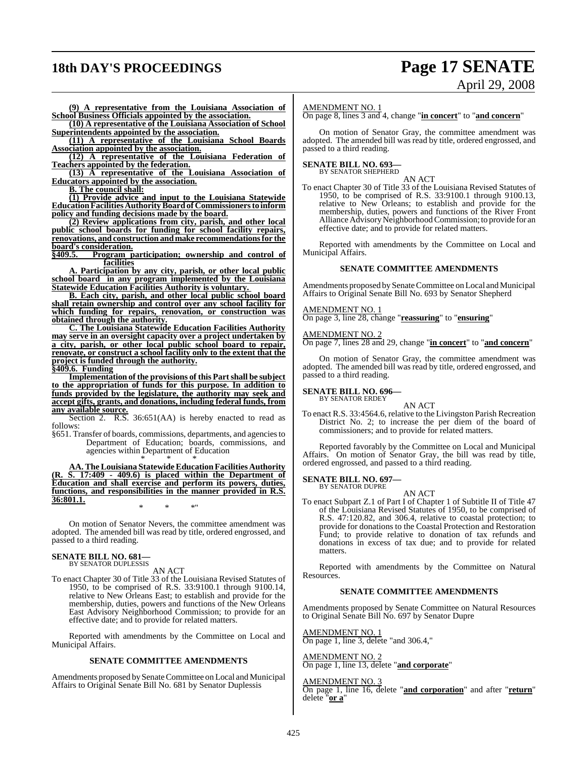**(9) A representative from the Louisiana Association of School Business Officials appointed by the association.**

**(10) A representative of the Louisiana Association of School Superintendents appointed by the association.**

**(11) A representative of the Louisiana School Boards Association appointed by the association.**

**(12) A representative of the Louisiana Federation of Teachers appointed by the federation.**

**(13) A representative of the Louisiana Association of Educators appointed by the association.**

**B. The council shall:**

**(1) Provide advice and input to the Louisiana Statewide Education Facilities Authority Board of Commissioners to inform policy and funding decisions made by the board.**

**(2) Review applications from city, parish, and other local public school boards for funding for school facility repairs, renovations, and construction and make recommendations for the board's consideration.**

**§409.5. Program participation; ownership and control of facilities**

**A. Participation by any city, parish, or other local public school board in any program implemented by the Louisiana Statewide Education Facilities Authority is voluntary.**

**B. Each city, parish, and other local public school board shall retain ownership and control over any school facility for which funding for repairs, renovation, or construction was obtained through the authority.**

**C. The Louisiana Statewide Education Facilities Authority may serve in an oversight capacity over a project undertaken by a city, parish, or other local public school board to repair, renovate, or construct a school facility only to the extent that the project is funded through the authority.**

**§409.6. Funding**

**Implementation of the provisions of this Part shall be subject to the appropriation of funds for this purpose. In addition to funds provided by the legislature, the authority may seek and accept gifts, grants, and donations, including federal funds, from any available source.**

Section 2. R.S. 36:651(AA) is hereby enacted to read as follows:

§651. Transfer of boards, commissions, departments, and agencies to Department of Education; boards, commissions, and agencies within Department of Education

\* \* \*

**AA. The Louisiana Statewide Education Facilities Authority (R. S. 17:409 - 409.6) is placed within the Department of Education and shall exercise and perform its powers, duties, functions, and responsibilities in the manner provided in R.S. 36:801.1.**

\* \* \*"

On motion of Senator Nevers, the committee amendment was adopted. The amended bill was read by title, ordered engrossed, and passed to a third reading.

**SENATE BILL NO. 681—**
BY SENATOR DUPLESSIS

AN ACT

To enact Chapter 30 of Title 33 of the Louisiana Revised Statutes of 1950, to be comprised of R.S. 33:9100.1 through 9100.14, relative to New Orleans East; to establish and provide for the membership, duties, powers and functions of the New Orleans East Advisory Neighborhood Commission; to provide for an effective date; and to provide for related matters.

Reported with amendments by the Committee on Local and Municipal Affairs.

**SENATE COMMITTEE AMENDMENTS**

Amendments proposed by Senate Committee on Local and Municipal Affairs to Original Senate Bill No. 681 by Senator Duplessis

AMENDMENT NO. 1
On page 8, lines 3 and 4, change "**in concert**" to "**and concern**"

On motion of Senator Gray, the committee amendment was adopted. The amended bill was read by title, ordered engrossed, and passed to a third reading.

**SENATE BILL NO. 693—**
BY SENATOR SHEPHERD

AN ACT

To enact Chapter 30 of Title 33 of the Louisiana Revised Statutes of 1950, to be comprised of R.S. 33:9100.1 through 9100.13, relative to New Orleans; to establish and provide for the membership, duties, powers and functions of the River Front Alliance Advisory Neighborhood Commission; to provide for an effective date; and to provide for related matters.

Reported with amendments by the Committee on Local and Municipal Affairs.

**SENATE COMMITTEE AMENDMENTS**

Amendments proposed by Senate Committee on Local and Municipal Affairs to Original Senate Bill No. 693 by Senator Shepherd

AMENDMENT NO. 1
On page 3, line 28, change "**reassuring**" to "**ensuring**"

AMENDMENT NO. 2
On page 7, lines 28 and 29, change "**in concert**" to "**and concern**"

On motion of Senator Gray, the committee amendment was adopted. The amended bill was read by title, ordered engrossed, and passed to a third reading.

**SENATE BILL NO. 696—**
BY SENATOR ERDEY

AN ACT

To enact R.S. 33:4564.6, relative to the Livingston Parish Recreation District No. 2; to increase the per diem of the board of commissioners; and to provide for related matters.

Reported favorably by the Committee on Local and Municipal Affairs. On motion of Senator Gray, the bill was read by title, ordered engrossed, and passed to a third reading.

**SENATE BILL NO. 697—**
BY SENATOR DUPRE

AN ACT

To enact Subpart Z.1 of Part I of Chapter 1 of Subtitle II of Title 47 of the Louisiana Revised Statutes of 1950, to be comprised of R.S. 47:120.82, and 306.4, relative to coastal protection; to provide for donations to the Coastal Protection and Restoration Fund; to provide relative to donation of tax refunds and donations in excess of tax due; and to provide for related matters.

Reported with amendments by the Committee on Natural Resources.

**SENATE COMMITTEE AMENDMENTS**

Amendments proposed by Senate Committee on Natural Resources to Original Senate Bill No. 697 by Senator Dupre

AMENDMENT NO. 1
On page 1, line 3, delete "and 306.4,"

AMENDMENT NO. 2
On page 1, line 13, delete "**and corporate**"

AMENDMENT NO. 3
On page 1, line 16, delete "**and corporation**" and after "**return**" delete "**or a**"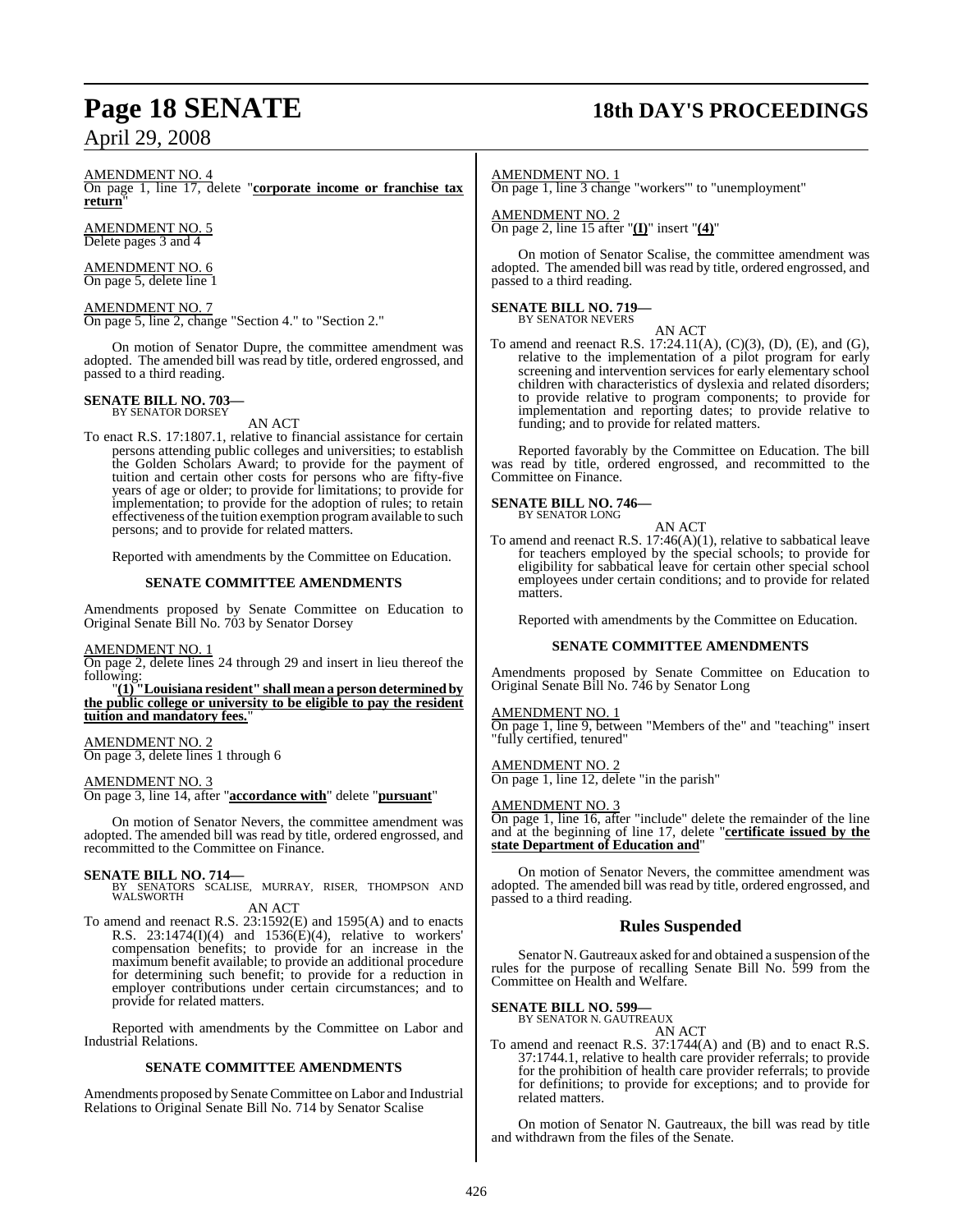AMENDMENT NO. 4
On page 1, line 17, delete "**corporate income or franchise tax return**"

AMENDMENT NO. 5
Delete pages 3 and 4

AMENDMENT NO. 6
On page 5, delete line 1

AMENDMENT NO. 7
On page 5, line 2, change "Section 4." to "Section 2."

On motion of Senator Dupre, the committee amendment was adopted. The amended bill was read by title, ordered engrossed, and passed to a third reading.

**SENATE BILL NO. 703—**
BY SENATOR DORSEY

AN ACT

To enact R.S. 17:1807.1, relative to financial assistance for certain persons attending public colleges and universities; to establish the Golden Scholars Award; to provide for the payment of tuition and certain other costs for persons who are fifty-five years of age or older; to provide for limitations; to provide for implementation; to provide for the adoption of rules; to retain effectiveness of the tuition exemption program available to such persons; and to provide for related matters.

Reported with amendments by the Committee on Education.

**SENATE COMMITTEE AMENDMENTS**

Amendments proposed by Senate Committee on Education to Original Senate Bill No. 703 by Senator Dorsey

AMENDMENT NO. 1
On page 2, delete lines 24 through 29 and insert in lieu thereof the following:

"**(1) "Louisiana resident" shall mean a person determined by the public college or university to be eligible to pay the resident tuition and mandatory fees.**"

AMENDMENT NO. 2
On page 3, delete lines 1 through 6

AMENDMENT NO. 3
On page 3, line 14, after "**accordance with**" delete "**pursuant**"

On motion of Senator Nevers, the committee amendment was adopted. The amended bill was read by title, ordered engrossed, and recommitted to the Committee on Finance.

**SENATE BILL NO. 714—**
BY SENATORS SCALISE, MURRAY, RISER, THOMPSON AND WALSWORTH

AN ACT

To amend and reenact R.S. 23:1592(E) and 1595(A) and to enacts R.S. 23:1474(I)(4) and 1536(E)(4), relative to workers' compensation benefits; to provide for an increase in the maximum benefit available; to provide an additional procedure for determining such benefit; to provide for a reduction in employer contributions under certain circumstances; and to provide for related matters.

Reported with amendments by the Committee on Labor and Industrial Relations.

**SENATE COMMITTEE AMENDMENTS**

Amendments proposed by Senate Committee on Labor and Industrial Relations to Original Senate Bill No. 714 by Senator Scalise

AMENDMENT NO. 1
On page 1, line 3 change "workers'" to "unemployment"

AMENDMENT NO. 2
On page 2, line 15 after "**(I)**" insert "**(4)**"

On motion of Senator Scalise, the committee amendment was adopted. The amended bill was read by title, ordered engrossed, and passed to a third reading.

**SENATE BILL NO. 719—**
BY SENATOR NEVERS

AN ACT

To amend and reenact R.S. 17:24.11(A), (C)(3), (D), (E), and (G), relative to the implementation of a pilot program for early screening and intervention services for early elementary school children with characteristics of dyslexia and related disorders; to provide relative to program components; to provide for implementation and reporting dates; to provide relative to funding; and to provide for related matters.

Reported favorably by the Committee on Education. The bill was read by title, ordered engrossed, and recommitted to the Committee on Finance.

**SENATE BILL NO. 746—**
BY SENATOR LONG

AN ACT

To amend and reenact R.S. 17:46(A)(1), relative to sabbatical leave for teachers employed by the special schools; to provide for eligibility for sabbatical leave for certain other special school employees under certain conditions; and to provide for related matters.

Reported with amendments by the Committee on Education.

**SENATE COMMITTEE AMENDMENTS**

Amendments proposed by Senate Committee on Education to Original Senate Bill No. 746 by Senator Long

AMENDMENT NO. 1
On page 1, line 9, between "Members of the" and "teaching" insert "fully certified, tenured"

AMENDMENT NO. 2
On page 1, line 12, delete "in the parish"

AMENDMENT NO. 3
On page 1, line 16, after "include" delete the remainder of the line and at the beginning of line 17, delete "**certificate issued by the state Department of Education and**"

On motion of Senator Nevers, the committee amendment was adopted. The amended bill was read by title, ordered engrossed, and passed to a third reading.

## Rules Suspended

Senator N. Gautreaux asked for and obtained a suspension of the rules for the purpose of recalling Senate Bill No. 599 from the Committee on Health and Welfare.

**SENATE BILL NO. 599—**
BY SENATOR N. GAUTREAUX

AN ACT

To amend and reenact R.S. 37:1744(A) and (B) and to enact R.S. 37:1744.1, relative to health care provider referrals; to provide for the prohibition of health care provider referrals; to provide for definitions; to provide for exceptions; and to provide for related matters.

On motion of Senator N. Gautreaux, the bill was read by title and withdrawn from the files of the Senate.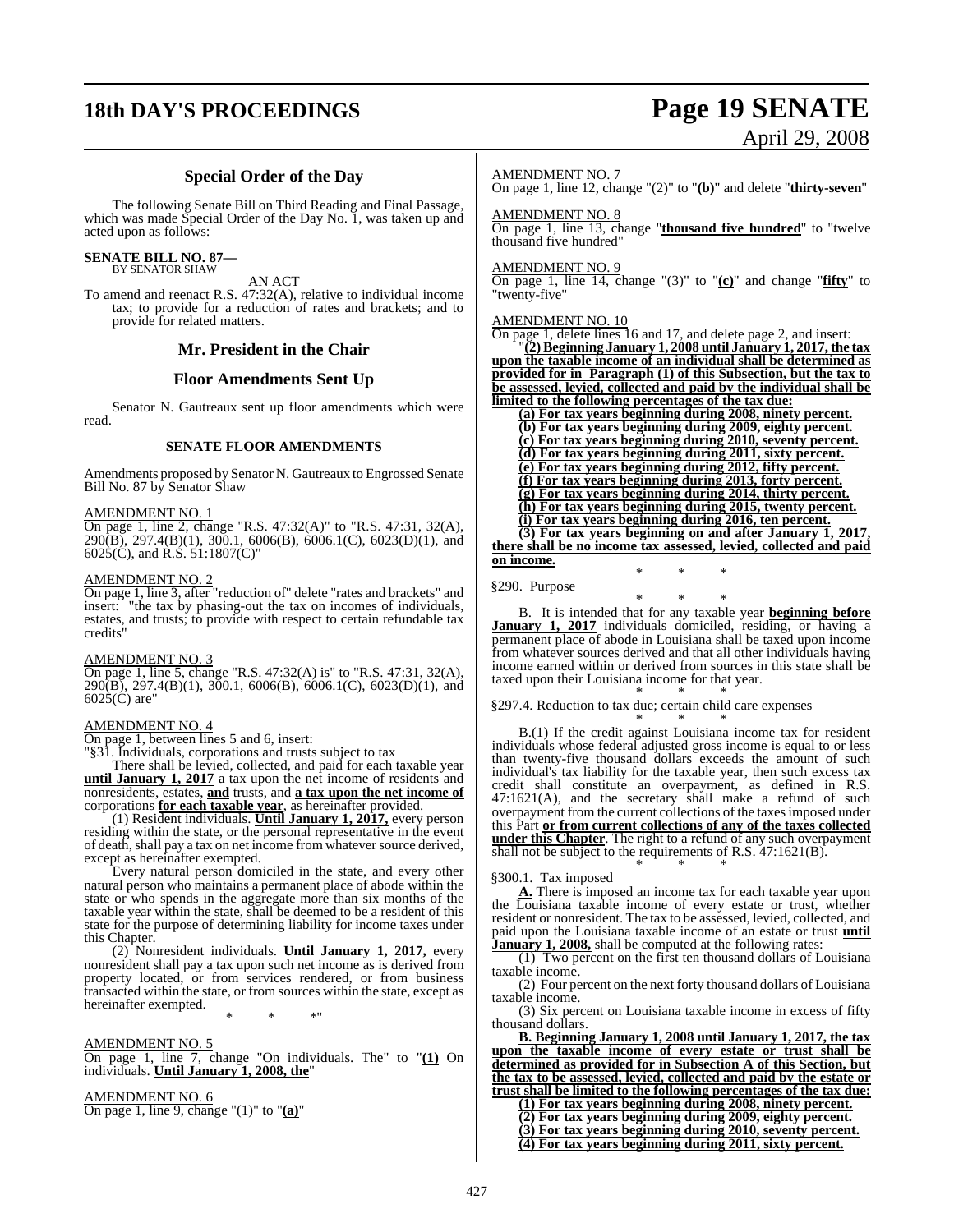## Special Order of the Day

The following Senate Bill on Third Reading and Final Passage, which was made Special Order of the Day No. 1, was taken up and acted upon as follows:

**SENATE BILL NO. 87—**
BY SENATOR SHAW

AN ACT

To amend and reenact R.S. 47:32(A), relative to individual income tax; to provide for a reduction of rates and brackets; and to provide for related matters.

## Mr. President in the Chair

## Floor Amendments Sent Up

Senator N. Gautreaux sent up floor amendments which were read.

### SENATE FLOOR AMENDMENTS

Amendments proposed by Senator N. Gautreaux to Engrossed Senate Bill No. 87 by Senator Shaw

AMENDMENT NO. 1

On page 1, line 2, change "R.S. 47:32(A)" to "R.S. 47:31, 32(A), 290(B), 297.4(B)(1), 300.1, 6006(B), 6006.1(C), 6023(D)(1), and 6025(C), and R.S. 51:1807(C)"

AMENDMENT NO. 2

On page 1, line 3, after "reduction of" delete "rates and brackets" and insert: "the tax by phasing-out the tax on incomes of individuals, estates, and trusts; to provide with respect to certain refundable tax credits"

AMENDMENT NO. 3

On page 1, line 5, change "R.S. 47:32(A) is" to "R.S. 47:31, 32(A), 290(B), 297.4(B)(1), 300.1, 6006(B), 6006.1(C), 6023(D)(1), and 6025(C) are"

AMENDMENT NO. 4

On page 1, between lines 5 and 6, insert:

"§31. Individuals, corporations and trusts subject to tax

There shall be levied, collected, and paid for each taxable year **until January 1, 2017** a tax upon the net income of residents and nonresidents, estates, **and** trusts, and **a tax upon the net income of** corporations **for each taxable year**, as hereinafter provided.

(1) Resident individuals. **Until January 1, 2017,** every person residing within the state, or the personal representative in the event of death, shall pay a tax on net income from whatever source derived, except as hereinafter exempted.

Every natural person domiciled in the state, and every other natural person who maintains a permanent place of abode within the state or who spends in the aggregate more than six months of the taxable year within the state, shall be deemed to be a resident of this state for the purpose of determining liability for income taxes under this Chapter.

(2) Nonresident individuals. **Until January 1, 2017,** every nonresident shall pay a tax upon such net income as is derived from property located, or from services rendered, or from business transacted within the state, or from sources within the state, except as hereinafter exempted.

\* \* \*"

AMENDMENT NO. 5

On page 1, line 7, change "On individuals. The" to "**(1)** On individuals. **Until January 1, 2008, the**"

AMENDMENT NO. 6

On page 1, line 9, change "(1)" to "**(a)**"

AMENDMENT NO. 7

On page 1, line 12, change "(2)" to "**(b)**" and delete "**thirty-seven**"

AMENDMENT NO. 8

On page 1, line 13, change "**thousand five hundred**" to "twelve thousand five hundred"

AMENDMENT NO. 9

On page 1, line 14, change "(3)" to "**(c)**" and change "**fifty**" to "twenty-five"

AMENDMENT NO. 10

On page 1, delete lines 16 and 17, and delete page 2, and insert:

"**(2) Beginning January 1, 2008 until January 1, 2017, the tax upon the taxable income of an individual shall be determined as provided for in Paragraph (1) of this Subsection, but the tax to be assessed, levied, collected and paid by the individual shall be limited to the following percentages of the tax due:**

**(a) For tax years beginning during 2008, ninety percent.**

**(b) For tax years beginning during 2009, eighty percent.**

**(c) For tax years beginning during 2010, seventy percent.**

**(d) For tax years beginning during 2011, sixty percent.**

**(e) For tax years beginning during 2012, fifty percent.**

**(f) For tax years beginning during 2013, forty percent.**

**(g) For tax years beginning during 2014, thirty percent.**

**(h) For tax years beginning during 2015, twenty percent.**

**(i) For tax years beginning during 2016, ten percent.**

**(3) For tax years beginning on and after January 1, 2017, there shall be no income tax assessed, levied, collected and paid on income.**

\* \* \*

§290. Purpose

\* \* \*

B. It is intended that for any taxable year **beginning before January 1, 2017** individuals domiciled, residing, or having a permanent place of abode in Louisiana shall be taxed upon income from whatever sources derived and that all other individuals having income earned within or derived from sources in this state shall be taxed upon their Louisiana income for that year.

\* \* \*

§297.4. Reduction to tax due; certain child care expenses

\* \* \*

B.(1) If the credit against Louisiana income tax for resident individuals whose federal adjusted gross income is equal to or less than twenty-five thousand dollars exceeds the amount of such individual's tax liability for the taxable year, then such excess tax credit shall constitute an overpayment, as defined in R.S. 47:1621(A), and the secretary shall make a refund of such overpayment from the current collections of the taxes imposed under this Part **or from current collections of any of the taxes collected under this Chapter**. The right to a refund of any such overpayment shall not be subject to the requirements of R.S. 47:1621(B).

\* \* \*

§300.1. Tax imposed

**A.** There is imposed an income tax for each taxable year upon the Louisiana taxable income of every estate or trust, whether resident or nonresident. The tax to be assessed, levied, collected, and paid upon the Louisiana taxable income of an estate or trust **until January 1, 2008,** shall be computed at the following rates:

(1) Two percent on the first ten thousand dollars of Louisiana taxable income.

(2) Four percent on the next forty thousand dollars of Louisiana taxable income.

(3) Six percent on Louisiana taxable income in excess of fifty thousand dollars.

**B. Beginning January 1, 2008 until January 1, 2017, the tax upon the taxable income of every estate or trust shall be determined as provided for in Subsection A of this Section, but the tax to be assessed, levied, collected and paid by the estate or trust shall be limited to the following percentages of the tax due:**

**(1) For tax years beginning during 2008, ninety percent.**

**(2) For tax years beginning during 2009, eighty percent.**

**(3) For tax years beginning during 2010, seventy percent.**

**(4) For tax years beginning during 2011, sixty percent.**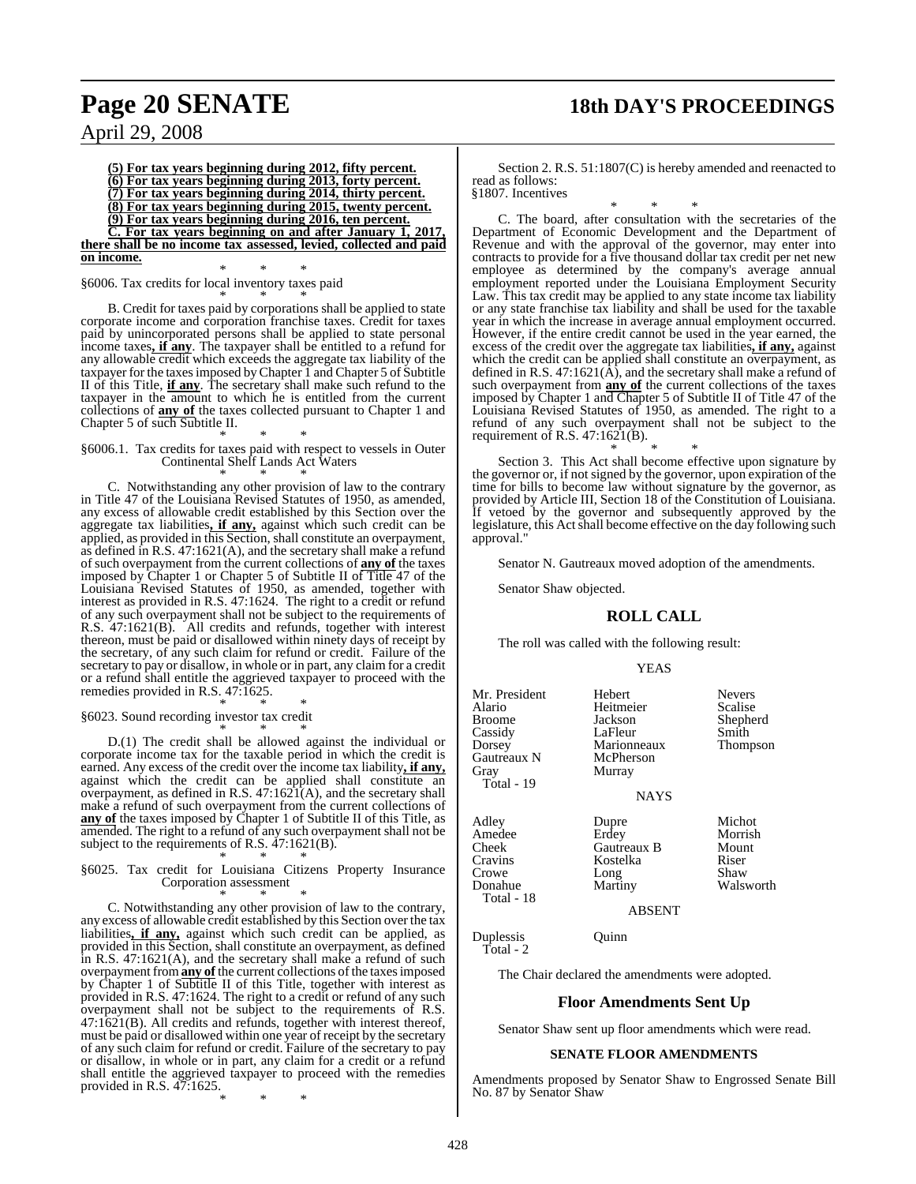**(5) For tax years beginning during 2012, fifty percent.**
**(6) For tax years beginning during 2013, forty percent.**
**(7) For tax years beginning during 2014, thirty percent.**
**(8) For tax years beginning during 2015, twenty percent.**
**(9) For tax years beginning during 2016, ten percent.**

**C. For tax years beginning on and after January 1, 2017, there shall be no income tax assessed, levied, collected and paid on income.**

\* \* \*

§6006. Tax credits for local inventory taxes paid

\* \* \*

B. Credit for taxes paid by corporations shall be applied to state corporate income and corporation franchise taxes. Credit for taxes paid by unincorporated persons shall be applied to state personal income taxes**, if any**. The taxpayer shall be entitled to a refund for any allowable credit which exceeds the aggregate tax liability of the taxpayer for the taxes imposed by Chapter 1 and Chapter 5 of Subtitle II of this Title, **if any**. The secretary shall make such refund to the taxpayer in the amount to which he is entitled from the current collections of **any of** the taxes collected pursuant to Chapter 1 and Chapter 5 of such Subtitle II.

\* \* \*

§6006.1. Tax credits for taxes paid with respect to vessels in Outer Continental Shelf Lands Act Waters

\* \* \*

C. Notwithstanding any other provision of law to the contrary in Title 47 of the Louisiana Revised Statutes of 1950, as amended, any excess of allowable credit established by this Section over the aggregate tax liabilities**, if any,** against which such credit can be applied, as provided in this Section, shall constitute an overpayment, as defined in R.S. 47:1621(A), and the secretary shall make a refund of such overpayment from the current collections of **any of** the taxes imposed by Chapter 1 or Chapter 5 of Subtitle II of Title 47 of the Louisiana Revised Statutes of 1950, as amended, together with interest as provided in R.S. 47:1624. The right to a credit or refund of any such overpayment shall not be subject to the requirements of R.S. 47:1621(B). All credits and refunds, together with interest thereon, must be paid or disallowed within ninety days of receipt by the secretary, of any such claim for refund or credit. Failure of the secretary to pay or disallow, in whole or in part, any claim for a credit or a refund shall entitle the aggrieved taxpayer to proceed with the remedies provided in R.S. 47:1625.

\* \* \*

§6023. Sound recording investor tax credit

\* \* \*

D.(1) The credit shall be allowed against the individual or corporate income tax for the taxable period in which the credit is earned. Any excess of the credit over the income tax liability**, if any,** against which the credit can be applied shall constitute an overpayment, as defined in R.S. 47:1621(A), and the secretary shall make a refund of such overpayment from the current collections of **any of** the taxes imposed by Chapter 1 of Subtitle II of this Title, as amended. The right to a refund of any such overpayment shall not be subject to the requirements of R.S. 47:1621(B).

\* \* \*

§6025. Tax credit for Louisiana Citizens Property Insurance Corporation assessment

\* \* \*

C. Notwithstanding any other provision of law to the contrary, any excess of allowable credit established by this Section over the tax liabilities**, if any,** against which such credit can be applied, as provided in this Section, shall constitute an overpayment, as defined in R.S. 47:1621(A), and the secretary shall make a refund of such overpayment from **any of** the current collections of the taxes imposed by Chapter 1 of Subtitle II of this Title, together with interest as provided in R.S. 47:1624. The right to a credit or refund of any such overpayment shall not be subject to the requirements of R.S. 47:1621(B). All credits and refunds, together with interest thereof, must be paid or disallowed within one year of receipt by the secretary of any such claim for refund or credit. Failure of the secretary to pay or disallow, in whole or in part, any claim for a credit or a refund shall entitle the aggrieved taxpayer to proceed with the remedies provided in R.S. 47:1625.

\* \* \*

Section 2. R.S. 51:1807(C) is hereby amended and reenacted to read as follows:

§1807. Incentives

\* \* \*

C. The board, after consultation with the secretaries of the Department of Economic Development and the Department of Revenue and with the approval of the governor, may enter into contracts to provide for a five thousand dollar tax credit per net new employee as determined by the company's average annual employment reported under the Louisiana Employment Security Law. This tax credit may be applied to any state income tax liability or any state franchise tax liability and shall be used for the taxable year in which the increase in average annual employment occurred. However, if the entire credit cannot be used in the year earned, the excess of the credit over the aggregate tax liabilities**, if any,** against which the credit can be applied shall constitute an overpayment, as defined in R.S. 47:1621(A), and the secretary shall make a refund of such overpayment from **any of** the current collections of the taxes imposed by Chapter 1 and Chapter 5 of Subtitle II of Title 47 of the Louisiana Revised Statutes of 1950, as amended. The right to a refund of any such overpayment shall not be subject to the requirement of R.S. 47:1621(B).

\* \* \*

Section 3. This Act shall become effective upon signature by the governor or, if not signed by the governor, upon expiration of the time for bills to become law without signature by the governor, as provided by Article III, Section 18 of the Constitution of Louisiana. If vetoed by the governor and subsequently approved by the legislature, this Act shall become effective on the day following such approval."

Senator N. Gautreaux moved adoption of the amendments.

Senator Shaw objected.

## ROLL CALL

The roll was called with the following result:

YEAS

| | | |
|---|---|---|
| Mr. President | Hebert | Nevers |
| Alario | Heitmeier | Scalise |
| Broome | Jackson | Shepherd |
| Cassidy | LaFleur | Smith |
| Dorsey | Marionneaux | Thompson |
| Gautreaux N | McPherson | |
| Gray | Murray | |

Total - 19

NAYS

| | | |
|---|---|---|
| Adley | Dupre | Michot |
| Amedee | Erdey | Morrish |
| Cheek | Gautreaux B | Mount |
| Cravins | Kostelka | Riser |
| Crowe | Long | Shaw |
| Donahue | Martiny | Walsworth |

Total - 18

ABSENT

| | |
|---|---|
| Duplessis | Quinn |

Total - 2

The Chair declared the amendments were adopted.

## Floor Amendments Sent Up

Senator Shaw sent up floor amendments which were read.

### SENATE FLOOR AMENDMENTS

Amendments proposed by Senator Shaw to Engrossed Senate Bill No. 87 by Senator Shaw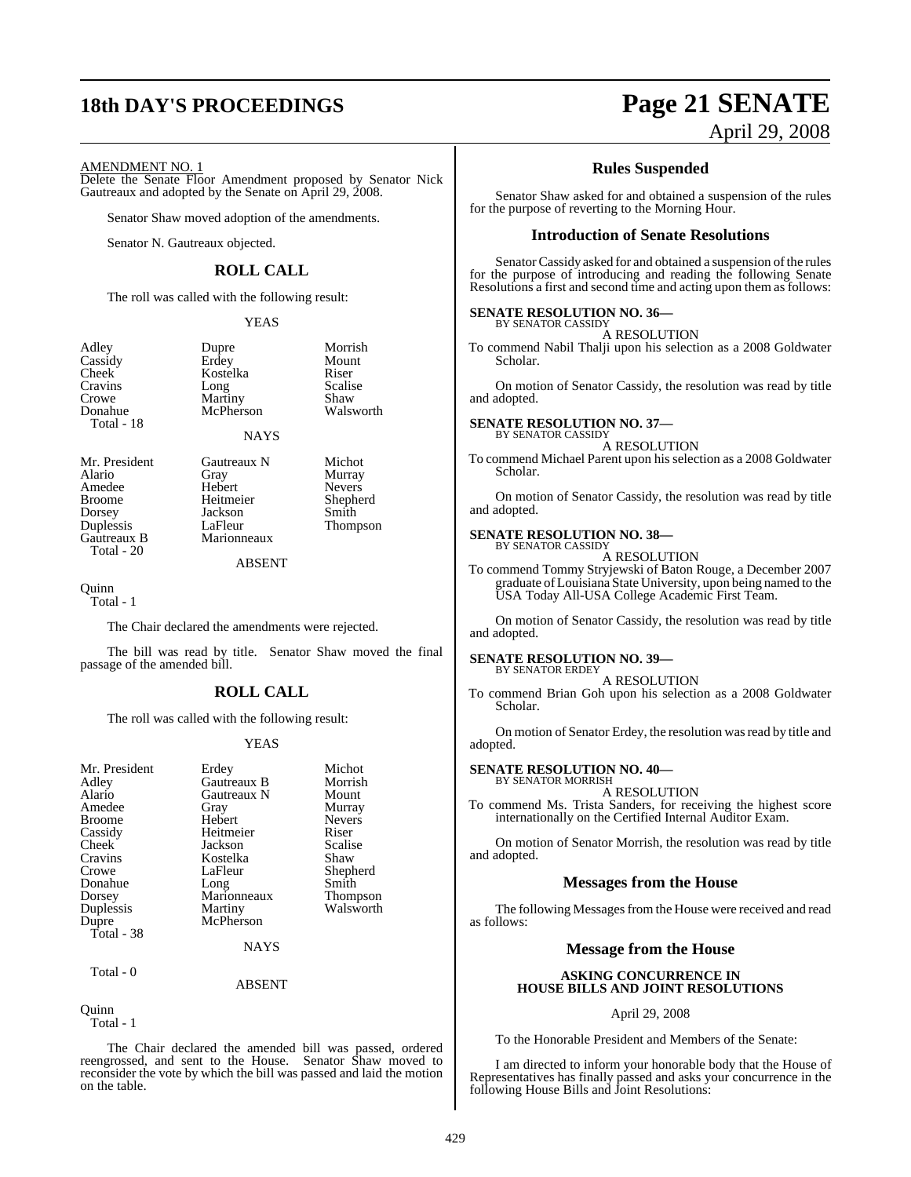AMENDMENT NO. 1

Delete the Senate Floor Amendment proposed by Senator Nick Gautreaux and adopted by the Senate on April 29, 2008.

Senator Shaw moved adoption of the amendments.

Senator N. Gautreaux objected.

## ROLL CALL

The roll was called with the following result:

YEAS

| | | |
|---|---|---|
| Adley | Dupre | Morrish |
| Cassidy | Erdey | Mount |
| Cheek | Kostelka | Riser |
| Cravins | Long | Scalise |
| Crowe | Martiny | Shaw |
| Donahue | McPherson | Walsworth |
| Total - 18 | | |

NAYS

| | | |
|---|---|---|
| Mr. President | Gautreaux N | Michot |
| Alario | Gray | Murray |
| Amedee | Hebert | Nevers |
| Broome | Heitmeier | Shepherd |
| Dorsey | Jackson | Smith |
| Duplessis | LaFleur | Thompson |
| Gautreaux B | Marionneaux | |
| Total - 20 | | |

ABSENT

Quinn
Total - 1

The Chair declared the amendments were rejected.

The bill was read by title. Senator Shaw moved the final passage of the amended bill.

## ROLL CALL

The roll was called with the following result:

YEAS

| | | |
|---|---|---|
| Mr. President | Erdey | Michot |
| Adley | Gautreaux B | Morrish |
| Alario | Gautreaux N | Mount |
| Amedee | Gray | Murray |
| Broome | Hebert | Nevers |
| Cassidy | Heitmeier | Riser |
| Cheek | Jackson | Scalise |
| Cravins | Kostelka | Shaw |
| Crowe | LaFleur | Shepherd |
| Donahue | Long | Smith |
| Dorsey | Marionneaux | Thompson |
| Duplessis | Martiny | Walsworth |
| Dupre | McPherson | |
| Total - 38 | | |

NAYS

Total - 0

ABSENT

Quinn
Total - 1

The Chair declared the amended bill was passed, ordered reengrossed, and sent to the House. Senator Shaw moved to reconsider the vote by which the bill was passed and laid the motion on the table.

## Rules Suspended

Senator Shaw asked for and obtained a suspension of the rules for the purpose of reverting to the Morning Hour.

## Introduction of Senate Resolutions

Senator Cassidy asked for and obtained a suspension of the rules for the purpose of introducing and reading the following Senate Resolutions a first and second time and acting upon them as follows:

**SENATE RESOLUTION NO. 36—**
BY SENATOR CASSIDY

A RESOLUTION

To commend Nabil Thalji upon his selection as a 2008 Goldwater Scholar.

On motion of Senator Cassidy, the resolution was read by title and adopted.

**SENATE RESOLUTION NO. 37—**
BY SENATOR CASSIDY

A RESOLUTION

To commend Michael Parent upon his selection as a 2008 Goldwater Scholar.

On motion of Senator Cassidy, the resolution was read by title and adopted.

**SENATE RESOLUTION NO. 38—**
BY SENATOR CASSIDY

A RESOLUTION

To commend Tommy Stryjewski of Baton Rouge, a December 2007 graduate of Louisiana State University, upon being named to the USA Today All-USA College Academic First Team.

On motion of Senator Cassidy, the resolution was read by title and adopted.

**SENATE RESOLUTION NO. 39—**
BY SENATOR ERDEY

A RESOLUTION

To commend Brian Goh upon his selection as a 2008 Goldwater Scholar.

On motion of Senator Erdey, the resolution was read by title and adopted.

**SENATE RESOLUTION NO. 40—**
BY SENATOR MORRISH

A RESOLUTION

To commend Ms. Trista Sanders, for receiving the highest score internationally on the Certified Internal Auditor Exam.

On motion of Senator Morrish, the resolution was read by title and adopted.

## Messages from the House

The following Messages from the House were received and read as follows:

## Message from the House

**ASKING CONCURRENCE IN HOUSE BILLS AND JOINT RESOLUTIONS**

April 29, 2008

To the Honorable President and Members of the Senate:

I am directed to inform your honorable body that the House of Representatives has finally passed and asks your concurrence in the following House Bills and Joint Resolutions: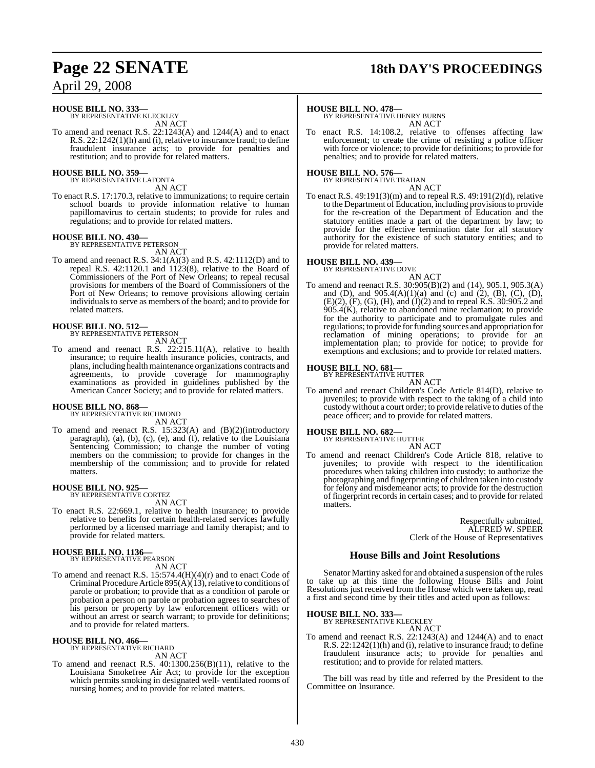**HOUSE BILL NO. 333—**
BY REPRESENTATIVE KLECKLEY
AN ACT

To amend and reenact R.S. 22:1243(A) and 1244(A) and to enact R.S. 22:1242(1)(h) and (i), relative to insurance fraud; to define fraudulent insurance acts; to provide for penalties and restitution; and to provide for related matters.

**HOUSE BILL NO. 359—**
BY REPRESENTATIVE LAFONTA
AN ACT

To enact R.S. 17:170.3, relative to immunizations; to require certain school boards to provide information relative to human papillomavirus to certain students; to provide for rules and regulations; and to provide for related matters.

**HOUSE BILL NO. 430—**
BY REPRESENTATIVE PETERSON
AN ACT

To amend and reenact R.S. 34:1(A)(3) and R.S. 42:1112(D) and to repeal R.S. 42:1120.1 and 1123(8), relative to the Board of Commissioners of the Port of New Orleans; to repeal recusal provisions for members of the Board of Commissioners of the Port of New Orleans; to remove provisions allowing certain individuals to serve as members of the board; and to provide for related matters.

**HOUSE BILL NO. 512—**
BY REPRESENTATIVE PETERSON
AN ACT

To amend and reenact R.S. 22:215.11(A), relative to health insurance; to require health insurance policies, contracts, and plans, including health maintenance organizations contracts and agreements, to provide coverage for mammography examinations as provided in guidelines published by the American Cancer Society; and to provide for related matters.

**HOUSE BILL NO. 868—**
BY REPRESENTATIVE RICHMOND
AN ACT

To amend and reenact R.S. 15:323(A) and (B)(2)(introductory paragraph), (a), (b), (c), (e), and (f), relative to the Louisiana Sentencing Commission; to change the number of voting members on the commission; to provide for changes in the membership of the commission; and to provide for related matters.

**HOUSE BILL NO. 925—**
BY REPRESENTATIVE CORTEZ
AN ACT

To enact R.S. 22:669.1, relative to health insurance; to provide relative to benefits for certain health-related services lawfully performed by a licensed marriage and family therapist; and to provide for related matters.

**HOUSE BILL NO. 1136—**
BY REPRESENTATIVE PEARSON
AN ACT

To amend and reenact R.S. 15:574.4(H)(4)(r) and to enact Code of Criminal Procedure Article 895(A)(13), relative to conditions of parole or probation; to provide that as a condition of parole or probation a person on parole or probation agrees to searches of his person or property by law enforcement officers with or without an arrest or search warrant; to provide for definitions; and to provide for related matters.

**HOUSE BILL NO. 466—**
BY REPRESENTATIVE RICHARD
AN ACT

To amend and reenact R.S. 40:1300.256(B)(11), relative to the Louisiana Smokefree Air Act; to provide for the exception which permits smoking in designated well- ventilated rooms of nursing homes; and to provide for related matters.

**HOUSE BILL NO. 478—**
BY REPRESENTATIVE HENRY BURNS
AN ACT

To enact R.S. 14:108.2, relative to offenses affecting law enforcement; to create the crime of resisting a police officer with force or violence; to provide for definitions; to provide for penalties; and to provide for related matters.

**HOUSE BILL NO. 576—**
BY REPRESENTATIVE TRAHAN
AN ACT

To enact R.S. 49:191(3)(m) and to repeal R.S. 49:191(2)(d), relative to the Department of Education, including provisions to provide for the re-creation of the Department of Education and the statutory entities made a part of the department by law; to provide for the effective termination date for all statutory authority for the existence of such statutory entities; and to provide for related matters.

**HOUSE BILL NO. 439—**
BY REPRESENTATIVE DOVE
AN ACT

To amend and reenact R.S. 30:905(B)(2) and (14), 905.1, 905.3(A) and (D), and 905.4(A)(1)(a) and (c) and (2), (B), (C), (D), (E)(2), (F), (G), (H), and (J)(2) and to repeal R.S. 30:905.2 and 905.4(K), relative to abandoned mine reclamation; to provide for the authority to participate and to promulgate rules and regulations; to provide for funding sources and appropriation for reclamation of mining operations; to provide for an implementation plan; to provide for notice; to provide for exemptions and exclusions; and to provide for related matters.

**HOUSE BILL NO. 681—**
BY REPRESENTATIVE HUTTER
AN ACT

To amend and reenact Children's Code Article 814(D), relative to juveniles; to provide with respect to the taking of a child into custody without a court order; to provide relative to duties of the peace officer; and to provide for related matters.

**HOUSE BILL NO. 682—**
BY REPRESENTATIVE HUTTER
AN ACT

To amend and reenact Children's Code Article 818, relative to juveniles; to provide with respect to the identification procedures when taking children into custody; to authorize the photographing and fingerprinting of children taken into custody for felony and misdemeanor acts; to provide for the destruction of fingerprint records in certain cases; and to provide for related matters.

Respectfully submitted,
ALFRED W. SPEER
Clerk of the House of Representatives

## House Bills and Joint Resolutions

Senator Martiny asked for and obtained a suspension of the rules to take up at this time the following House Bills and Joint Resolutions just received from the House which were taken up, read a first and second time by their titles and acted upon as follows:

**HOUSE BILL NO. 333—**
BY REPRESENTATIVE KLECKLEY
AN ACT

To amend and reenact R.S. 22:1243(A) and 1244(A) and to enact R.S. 22:1242(1)(h) and (i), relative to insurance fraud; to define fraudulent insurance acts; to provide for penalties and restitution; and to provide for related matters.

The bill was read by title and referred by the President to the Committee on Insurance.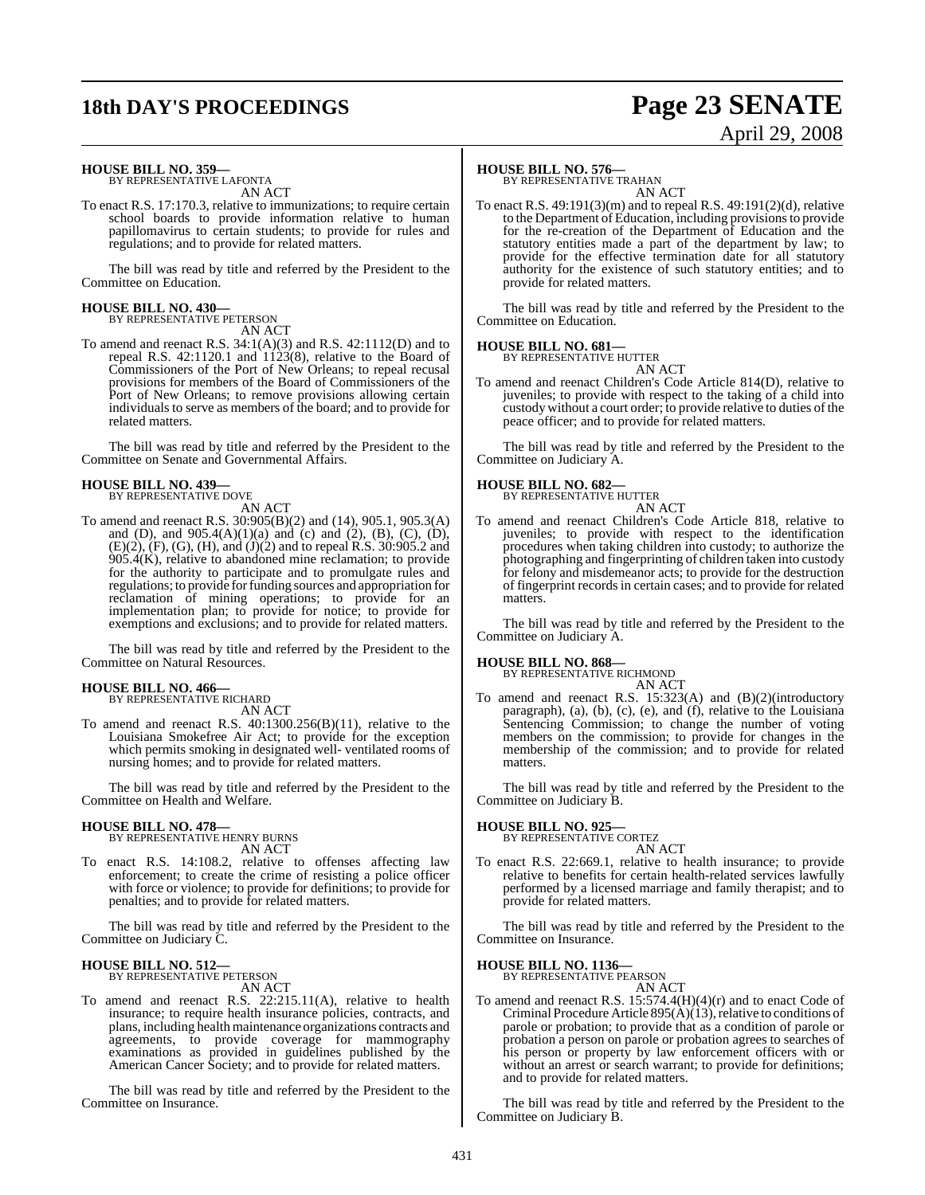**HOUSE BILL NO. 359—**
BY REPRESENTATIVE LAFONTA

AN ACT

To enact R.S. 17:170.3, relative to immunizations; to require certain school boards to provide information relative to human papillomavirus to certain students; to provide for rules and regulations; and to provide for related matters.

The bill was read by title and referred by the President to the Committee on Education.

**HOUSE BILL NO. 430—**
BY REPRESENTATIVE PETERSON

AN ACT

To amend and reenact R.S. 34:1(A)(3) and R.S. 42:1112(D) and to repeal R.S. 42:1120.1 and 1123(8), relative to the Board of Commissioners of the Port of New Orleans; to repeal recusal provisions for members of the Board of Commissioners of the Port of New Orleans; to remove provisions allowing certain individuals to serve as members of the board; and to provide for related matters.

The bill was read by title and referred by the President to the Committee on Senate and Governmental Affairs.

**HOUSE BILL NO. 439—**
BY REPRESENTATIVE DOVE

AN ACT

To amend and reenact R.S. 30:905(B)(2) and (14), 905.1, 905.3(A) and (D), and 905.4(A)(1)(a) and (c) and (2), (B), (C), (D), (E)(2), (F), (G), (H), and (J)(2) and to repeal R.S. 30:905.2 and 905.4(K), relative to abandoned mine reclamation; to provide for the authority to participate and to promulgate rules and regulations; to provide for funding sources and appropriation for reclamation of mining operations; to provide for an implementation plan; to provide for notice; to provide for exemptions and exclusions; and to provide for related matters.

The bill was read by title and referred by the President to the Committee on Natural Resources.

**HOUSE BILL NO. 466—**
BY REPRESENTATIVE RICHARD

AN ACT

To amend and reenact R.S. 40:1300.256(B)(11), relative to the Louisiana Smokefree Air Act; to provide for the exception which permits smoking in designated well- ventilated rooms of nursing homes; and to provide for related matters.

The bill was read by title and referred by the President to the Committee on Health and Welfare.

**HOUSE BILL NO. 478—**
BY REPRESENTATIVE HENRY BURNS

AN ACT

To enact R.S. 14:108.2, relative to offenses affecting law enforcement; to create the crime of resisting a police officer with force or violence; to provide for definitions; to provide for penalties; and to provide for related matters.

The bill was read by title and referred by the President to the Committee on Judiciary C.

**HOUSE BILL NO. 512—**
BY REPRESENTATIVE PETERSON

AN ACT

To amend and reenact R.S. 22:215.11(A), relative to health insurance; to require health insurance policies, contracts, and plans, including health maintenance organizations contracts and agreements, to provide coverage for mammography examinations as provided in guidelines published by the American Cancer Society; and to provide for related matters.

The bill was read by title and referred by the President to the Committee on Insurance.

**HOUSE BILL NO. 576—**
BY REPRESENTATIVE TRAHAN

AN ACT

To enact R.S. 49:191(3)(m) and to repeal R.S. 49:191(2)(d), relative to the Department of Education, including provisions to provide for the re-creation of the Department of Education and the statutory entities made a part of the department by law; to provide for the effective termination date for all statutory authority for the existence of such statutory entities; and to provide for related matters.

The bill was read by title and referred by the President to the Committee on Education.

**HOUSE BILL NO. 681—**
BY REPRESENTATIVE HUTTER

AN ACT

To amend and reenact Children's Code Article 814(D), relative to juveniles; to provide with respect to the taking of a child into custody without a court order; to provide relative to duties of the peace officer; and to provide for related matters.

The bill was read by title and referred by the President to the Committee on Judiciary A.

**HOUSE BILL NO. 682—**
BY REPRESENTATIVE HUTTER

AN ACT

To amend and reenact Children's Code Article 818, relative to juveniles; to provide with respect to the identification procedures when taking children into custody; to authorize the photographing and fingerprinting of children taken into custody for felony and misdemeanor acts; to provide for the destruction of fingerprint records in certain cases; and to provide for related matters.

The bill was read by title and referred by the President to the Committee on Judiciary A.

**HOUSE BILL NO. 868—**
BY REPRESENTATIVE RICHMOND

AN ACT

To amend and reenact R.S. 15:323(A) and (B)(2)(introductory paragraph), (a), (b), (c), (e), and (f), relative to the Louisiana Sentencing Commission; to change the number of voting members on the commission; to provide for changes in the membership of the commission; and to provide for related matters.

The bill was read by title and referred by the President to the Committee on Judiciary B.

**HOUSE BILL NO. 925—**
BY REPRESENTATIVE CORTEZ

AN ACT

To enact R.S. 22:669.1, relative to health insurance; to provide relative to benefits for certain health-related services lawfully performed by a licensed marriage and family therapist; and to provide for related matters.

The bill was read by title and referred by the President to the Committee on Insurance.

**HOUSE BILL NO. 1136—**
BY REPRESENTATIVE PEARSON

AN ACT

To amend and reenact R.S. 15:574.4(H)(4)(r) and to enact Code of Criminal Procedure Article 895(A)(13), relative to conditions of parole or probation; to provide that as a condition of parole or probation a person on parole or probation agrees to searches of his person or property by law enforcement officers with or without an arrest or search warrant; to provide for definitions; and to provide for related matters.

The bill was read by title and referred by the President to the Committee on Judiciary B.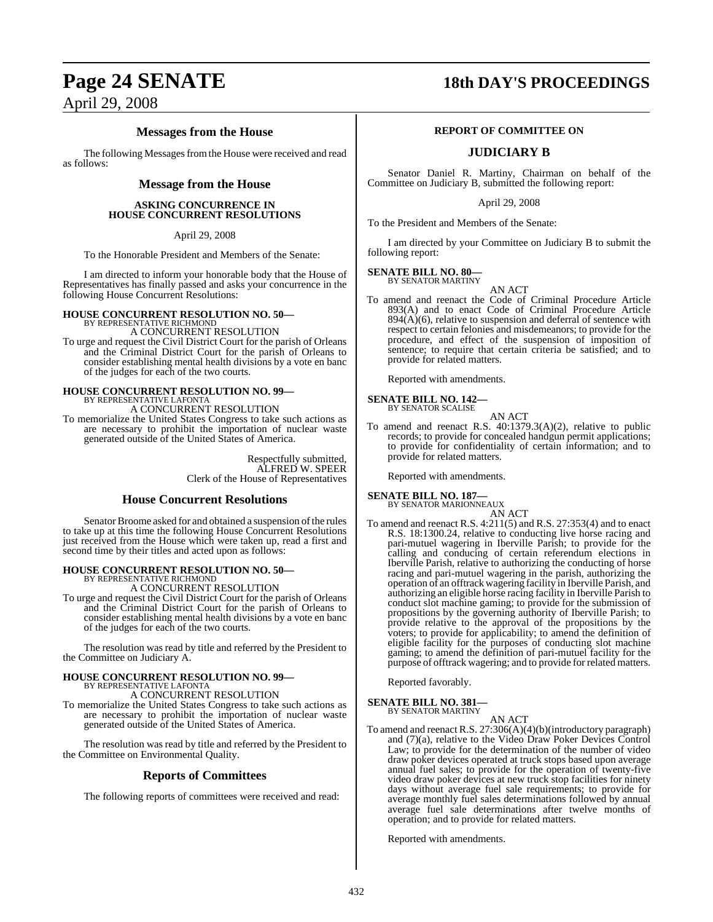## Messages from the House

The following Messages from the House were received and read as follows:

## Message from the House

### ASKING CONCURRENCE IN HOUSE CONCURRENT RESOLUTIONS

April 29, 2008

To the Honorable President and Members of the Senate:

I am directed to inform your honorable body that the House of Representatives has finally passed and asks your concurrence in the following House Concurrent Resolutions:

**HOUSE CONCURRENT RESOLUTION NO. 50—**
BY REPRESENTATIVE RICHMOND
A CONCURRENT RESOLUTION

To urge and request the Civil District Court for the parish of Orleans and the Criminal District Court for the parish of Orleans to consider establishing mental health divisions by a vote en banc of the judges for each of the two courts.

**HOUSE CONCURRENT RESOLUTION NO. 99—**
BY REPRESENTATIVE LAFONTA
A CONCURRENT RESOLUTION

To memorialize the United States Congress to take such actions as are necessary to prohibit the importation of nuclear waste generated outside of the United States of America.

Respectfully submitted,
ALFRED W. SPEER
Clerk of the House of Representatives

## House Concurrent Resolutions

Senator Broome asked for and obtained a suspension of the rules to take up at this time the following House Concurrent Resolutions just received from the House which were taken up, read a first and second time by their titles and acted upon as follows:

**HOUSE CONCURRENT RESOLUTION NO. 50—**
BY REPRESENTATIVE RICHMOND
A CONCURRENT RESOLUTION

To urge and request the Civil District Court for the parish of Orleans and the Criminal District Court for the parish of Orleans to consider establishing mental health divisions by a vote en banc of the judges for each of the two courts.

The resolution was read by title and referred by the President to the Committee on Judiciary A.

**HOUSE CONCURRENT RESOLUTION NO. 99—**
BY REPRESENTATIVE LAFONTA
A CONCURRENT RESOLUTION

To memorialize the United States Congress to take such actions as are necessary to prohibit the importation of nuclear waste generated outside of the United States of America.

The resolution was read by title and referred by the President to the Committee on Environmental Quality.

## Reports of Committees

The following reports of committees were received and read:

### REPORT OF COMMITTEE ON

## JUDICIARY B

Senator Daniel R. Martiny, Chairman on behalf of the Committee on Judiciary B, submitted the following report:

April 29, 2008

To the President and Members of the Senate:

I am directed by your Committee on Judiciary B to submit the following report:

**SENATE BILL NO. 80—**
BY SENATOR MARTINY
AN ACT

To amend and reenact the Code of Criminal Procedure Article 893(A) and to enact Code of Criminal Procedure Article 894(A)(6), relative to suspension and deferral of sentence with respect to certain felonies and misdemeanors; to provide for the procedure, and effect of the suspension of imposition of sentence; to require that certain criteria be satisfied; and to provide for related matters.

Reported with amendments.

**SENATE BILL NO. 142—**
BY SENATOR SCALISE
AN ACT

To amend and reenact R.S. 40:1379.3(A)(2), relative to public records; to provide for concealed handgun permit applications; to provide for confidentiality of certain information; and to provide for related matters.

Reported with amendments.

**SENATE BILL NO. 187—**
BY SENATOR MARIONNEAUX
AN ACT

To amend and reenact R.S. 4:211(5) and R.S. 27:353(4) and to enact R.S. 18:1300.24, relative to conducting live horse racing and pari-mutuel wagering in Iberville Parish; to provide for the calling and conducing of certain referendum elections in Iberville Parish, relative to authorizing the conducting of horse racing and pari-mutuel wagering in the parish, authorizing the operation of an offtrack wagering facility in Iberville Parish, and authorizing an eligible horse racing facility in Iberville Parish to conduct slot machine gaming; to provide for the submission of propositions by the governing authority of Iberville Parish; to provide relative to the approval of the propositions by the voters; to provide for applicability; to amend the definition of eligible facility for the purposes of conducting slot machine gaming; to amend the definition of pari-mutuel facility for the purpose of offtrack wagering; and to provide for related matters.

Reported favorably.

**SENATE BILL NO. 381—**
BY SENATOR MARTINY
AN ACT

To amend and reenact R.S. 27:306(A)(4)(b)(introductory paragraph) and (7)(a), relative to the Video Draw Poker Devices Control Law; to provide for the determination of the number of video draw poker devices operated at truck stops based upon average annual fuel sales; to provide for the operation of twenty-five video draw poker devices at new truck stop facilities for ninety days without average fuel sale requirements; to provide for average monthly fuel sales determinations followed by annual average fuel sale determinations after twelve months of operation; and to provide for related matters.

Reported with amendments.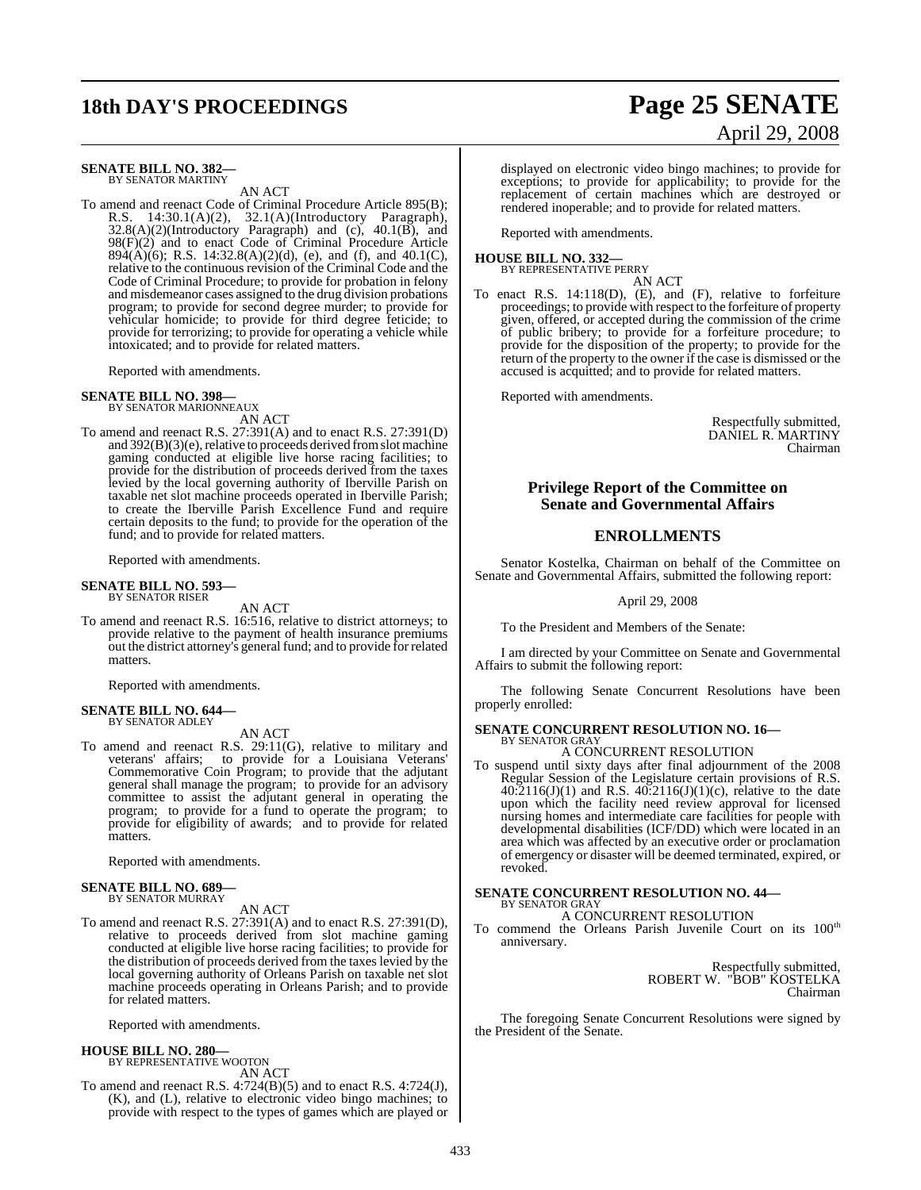**SENATE BILL NO. 382—**
BY SENATOR MARTINY

AN ACT

To amend and reenact Code of Criminal Procedure Article 895(B); R.S. 14:30.1(A)(2), 32.1(A)(Introductory Paragraph), 32.8(A)(2)(Introductory Paragraph) and (c), 40.1(B), and 98(F)(2) and to enact Code of Criminal Procedure Article 894(A)(6); R.S. 14:32.8(A)(2)(d), (e), and (f), and 40.1(C), relative to the continuous revision of the Criminal Code and the Code of Criminal Procedure; to provide for probation in felony and misdemeanor cases assigned to the drug division probations program; to provide for second degree murder; to provide for vehicular homicide; to provide for third degree feticide; to provide for terrorizing; to provide for operating a vehicle while intoxicated; and to provide for related matters.

Reported with amendments.

**SENATE BILL NO. 398—**
BY SENATOR MARIONNEAUX

AN ACT

To amend and reenact R.S. 27:391(A) and to enact R.S. 27:391(D) and 392(B)(3)(e), relative to proceeds derived from slot machine gaming conducted at eligible live horse racing facilities; to provide for the distribution of proceeds derived from the taxes levied by the local governing authority of Iberville Parish on taxable net slot machine proceeds operated in Iberville Parish; to create the Iberville Parish Excellence Fund and require certain deposits to the fund; to provide for the operation of the fund; and to provide for related matters.

Reported with amendments.

**SENATE BILL NO. 593—**
BY SENATOR RISER

AN ACT

To amend and reenact R.S. 16:516, relative to district attorneys; to provide relative to the payment of health insurance premiums out the district attorney's general fund; and to provide for related matters.

Reported with amendments.

**SENATE BILL NO. 644—**
BY SENATOR ADLEY

AN ACT

To amend and reenact R.S. 29:11(G), relative to military and veterans' affairs; to provide for a Louisiana Veterans' Commemorative Coin Program; to provide that the adjutant general shall manage the program; to provide for an advisory committee to assist the adjutant general in operating the program; to provide for a fund to operate the program; to provide for eligibility of awards; and to provide for related matters.

Reported with amendments.

**SENATE BILL NO. 689—**
BY SENATOR MURRAY

AN ACT

To amend and reenact R.S. 27:391(A) and to enact R.S. 27:391(D), relative to proceeds derived from slot machine gaming conducted at eligible live horse racing facilities; to provide for the distribution of proceeds derived from the taxes levied by the local governing authority of Orleans Parish on taxable net slot machine proceeds operating in Orleans Parish; and to provide for related matters.

Reported with amendments.

**HOUSE BILL NO. 280—**
BY REPRESENTATIVE WOOTON

AN ACT

To amend and reenact R.S. 4:724(B)(5) and to enact R.S. 4:724(J), (K), and (L), relative to electronic video bingo machines; to provide with respect to the types of games which are played or displayed on electronic video bingo machines; to provide for exceptions; to provide for applicability; to provide for the replacement of certain machines which are destroyed or rendered inoperable; and to provide for related matters.

Reported with amendments.

**HOUSE BILL NO. 332—**
BY REPRESENTATIVE PERRY

AN ACT

To enact R.S. 14:118(D), (E), and (F), relative to forfeiture proceedings; to provide with respect to the forfeiture of property given, offered, or accepted during the commission of the crime of public bribery; to provide for a forfeiture procedure; to provide for the disposition of the property; to provide for the return of the property to the owner if the case is dismissed or the accused is acquitted; and to provide for related matters.

Reported with amendments.

Respectfully submitted,
DANIEL R. MARTINY
Chairman

## Privilege Report of the Committee on Senate and Governmental Affairs

## ENROLLMENTS

Senator Kostelka, Chairman on behalf of the Committee on Senate and Governmental Affairs, submitted the following report:

April 29, 2008

To the President and Members of the Senate:

I am directed by your Committee on Senate and Governmental Affairs to submit the following report:

The following Senate Concurrent Resolutions have been properly enrolled:

**SENATE CONCURRENT RESOLUTION NO. 16—**
BY SENATOR GRAY

A CONCURRENT RESOLUTION

To suspend until sixty days after final adjournment of the 2008 Regular Session of the Legislature certain provisions of R.S. 40:2116(J)(1) and R.S. 40:2116(J)(1)(c), relative to the date upon which the facility need review approval for licensed nursing homes and intermediate care facilities for people with developmental disabilities (ICF/DD) which were located in an area which was affected by an executive order or proclamation of emergency or disaster will be deemed terminated, expired, or revoked.

**SENATE CONCURRENT RESOLUTION NO. 44—**
BY SENATOR GRAY

A CONCURRENT RESOLUTION

To commend the Orleans Parish Juvenile Court on its 100th anniversary.

Respectfully submitted,
ROBERT W. "BOB" KOSTELKA
Chairman

The foregoing Senate Concurrent Resolutions were signed by the President of the Senate.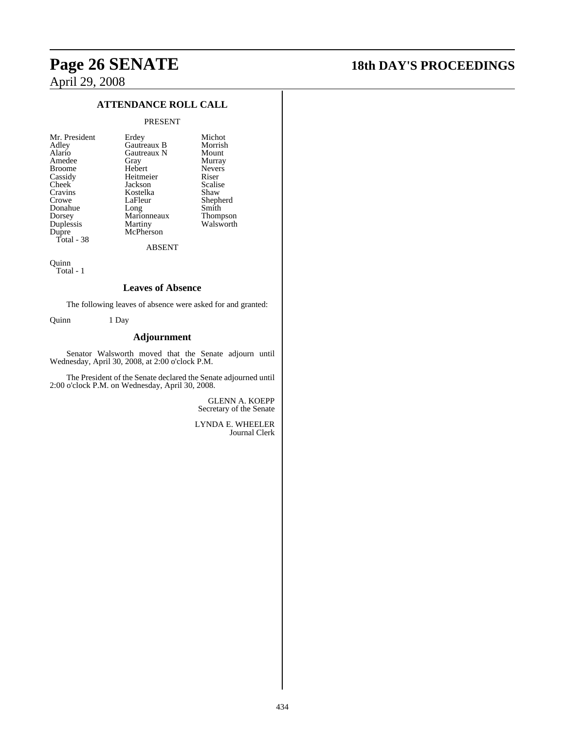## ATTENDANCE ROLL CALL

PRESENT

| | | |
|---|---|---|
| Mr. President | Erdey | Michot |
| Adley | Gautreaux B | Morrish |
| Alario | Gautreaux N | Mount |
| Amedee | Gray | Murray |
| Broome | Hebert | Nevers |
| Cassidy | Heitmeier | Riser |
| Cheek | Jackson | Scalise |
| Cravins | Kostelka | Shaw |
| Crowe | LaFleur | Shepherd |
| Donahue | Long | Smith |
| Dorsey | Marionneaux | Thompson |
| Duplessis | Martiny | Walsworth |
| Dupre | McPherson | |

Total - 38

ABSENT

Quinn

Total - 1

## Leaves of Absence

The following leaves of absence were asked for and granted:

Quinn 1 Day

## Adjournment

Senator Walsworth moved that the Senate adjourn until Wednesday, April 30, 2008, at 2:00 o'clock P.M.

The President of the Senate declared the Senate adjourned until 2:00 o'clock P.M. on Wednesday, April 30, 2008.

GLENN A. KOEPP
Secretary of the Senate

LYNDA E. WHEELER
Journal Clerk